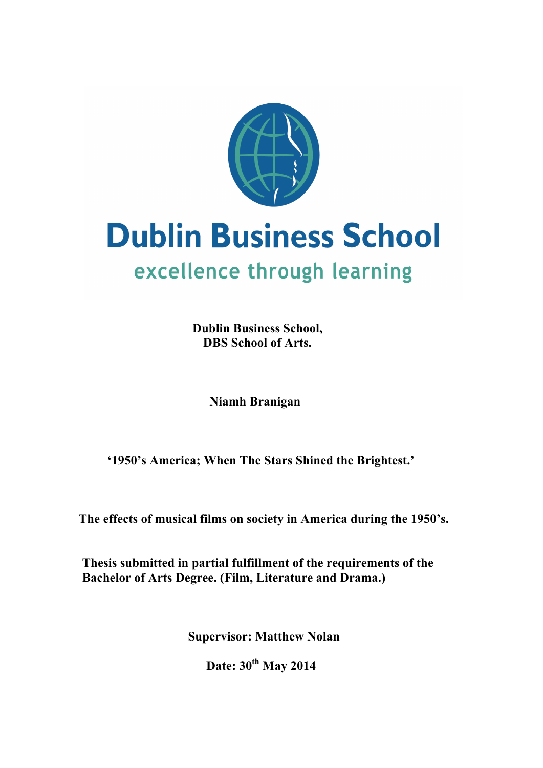Dublin Business School

excellence through learning

**Dublin Business School,**
**DBS School of Arts.**

**Niamh Branigan**

**'1950's America; When The Stars Shined the Brightest.'**

**The effects of musical films on society in America during the 1950's.**

**Thesis submitted in partial fulfillment of the requirements of the Bachelor of Arts Degree. (Film, Literature and Drama.)**

**Supervisor: Matthew Nolan**

**Date: 30th May 2014**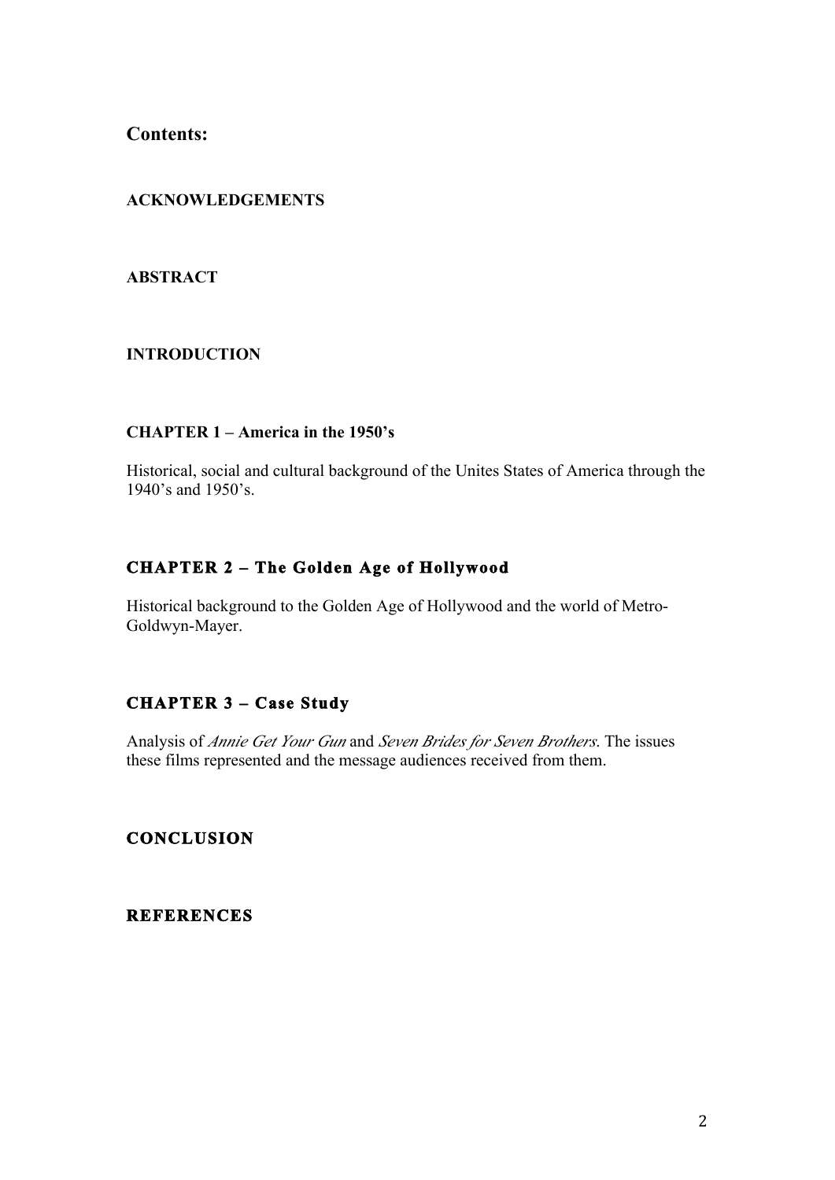# Contents:

## ACKNOWLEDGEMENTS

## ABSTRACT

## INTRODUCTION

## CHAPTER 1 – America in the 1950's

Historical, social and cultural background of the Unites States of America through the 1940's and 1950's.

## CHAPTER 2 – The Golden Age of Hollywood

Historical background to the Golden Age of Hollywood and the world of Metro-Goldwyn-Mayer.

## CHAPTER 3 – Case Study

Analysis of *Annie Get Your Gun* and *Seven Brides for Seven Brothers*. The issues these films represented and the message audiences received from them.

## CONCLUSION

## REFERENCES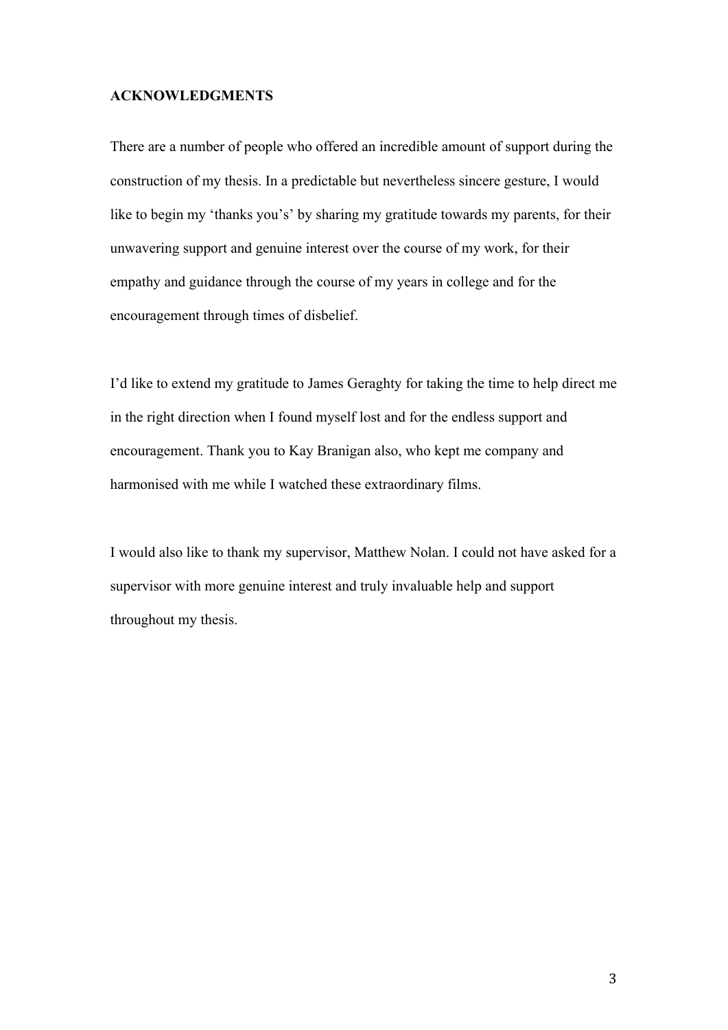**ACKNOWLEDGMENTS**

There are a number of people who offered an incredible amount of support during the construction of my thesis. In a predictable but nevertheless sincere gesture, I would like to begin my 'thanks you's' by sharing my gratitude towards my parents, for their unwavering support and genuine interest over the course of my work, for their empathy and guidance through the course of my years in college and for the encouragement through times of disbelief.

I'd like to extend my gratitude to James Geraghty for taking the time to help direct me in the right direction when I found myself lost and for the endless support and encouragement. Thank you to Kay Branigan also, who kept me company and harmonised with me while I watched these extraordinary films.

I would also like to thank my supervisor, Matthew Nolan. I could not have asked for a supervisor with more genuine interest and truly invaluable help and support throughout my thesis.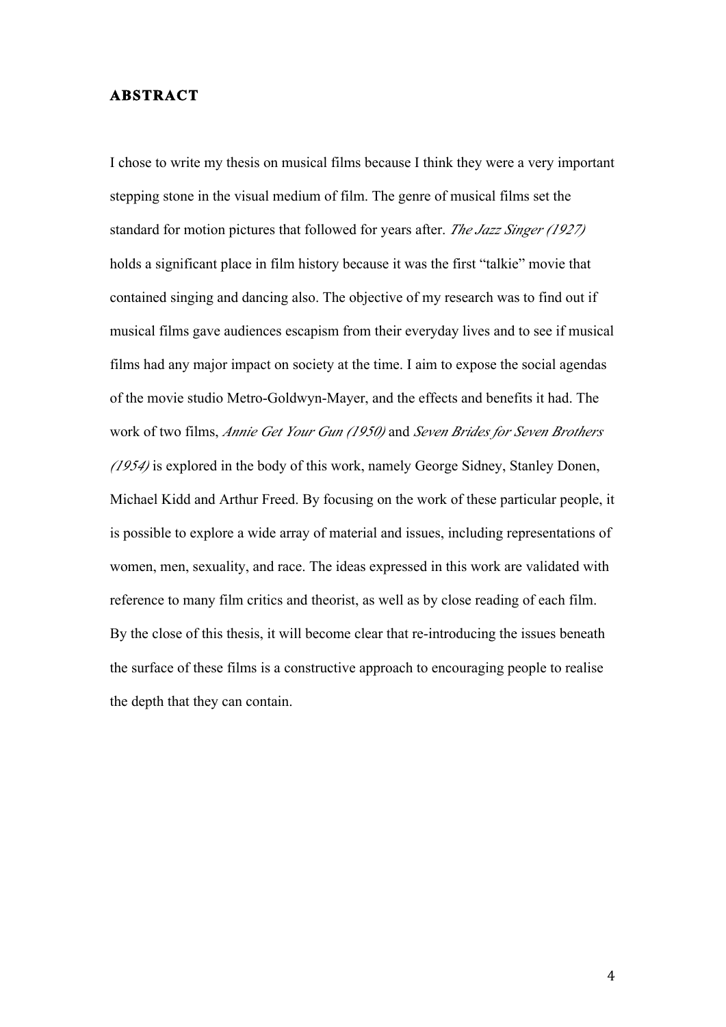# ABSTRACT

I chose to write my thesis on musical films because I think they were a very important stepping stone in the visual medium of film. The genre of musical films set the standard for motion pictures that followed for years after. *The Jazz Singer (1927)* holds a significant place in film history because it was the first "talkie" movie that contained singing and dancing also. The objective of my research was to find out if musical films gave audiences escapism from their everyday lives and to see if musical films had any major impact on society at the time. I aim to expose the social agendas of the movie studio Metro-Goldwyn-Mayer, and the effects and benefits it had. The work of two films, *Annie Get Your Gun (1950)* and *Seven Brides for Seven Brothers (1954)* is explored in the body of this work, namely George Sidney, Stanley Donen, Michael Kidd and Arthur Freed. By focusing on the work of these particular people, it is possible to explore a wide array of material and issues, including representations of women, men, sexuality, and race. The ideas expressed in this work are validated with reference to many film critics and theorist, as well as by close reading of each film. By the close of this thesis, it will become clear that re-introducing the issues beneath the surface of these films is a constructive approach to encouraging people to realise the depth that they can contain.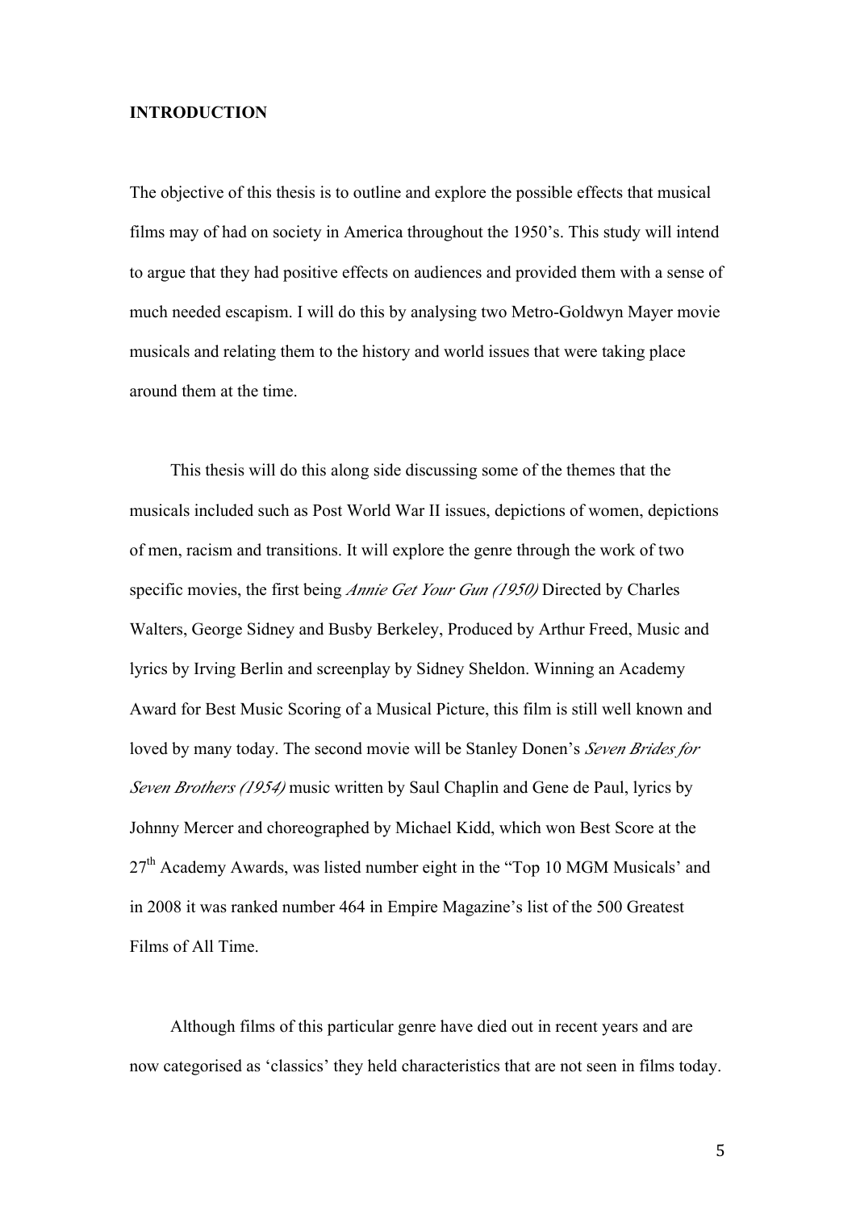**INTRODUCTION**

The objective of this thesis is to outline and explore the possible effects that musical films may of had on society in America throughout the 1950's. This study will intend to argue that they had positive effects on audiences and provided them with a sense of much needed escapism. I will do this by analysing two Metro-Goldwyn Mayer movie musicals and relating them to the history and world issues that were taking place around them at the time.

This thesis will do this along side discussing some of the themes that the musicals included such as Post World War II issues, depictions of women, depictions of men, racism and transitions. It will explore the genre through the work of two specific movies, the first being *Annie Get Your Gun (1950)* Directed by Charles Walters, George Sidney and Busby Berkeley, Produced by Arthur Freed, Music and lyrics by Irving Berlin and screenplay by Sidney Sheldon. Winning an Academy Award for Best Music Scoring of a Musical Picture, this film is still well known and loved by many today. The second movie will be Stanley Donen's *Seven Brides for Seven Brothers (1954)* music written by Saul Chaplin and Gene de Paul, lyrics by Johnny Mercer and choreographed by Michael Kidd, which won Best Score at the 27th Academy Awards, was listed number eight in the "Top 10 MGM Musicals' and in 2008 it was ranked number 464 in Empire Magazine's list of the 500 Greatest Films of All Time.

Although films of this particular genre have died out in recent years and are now categorised as 'classics' they held characteristics that are not seen in films today.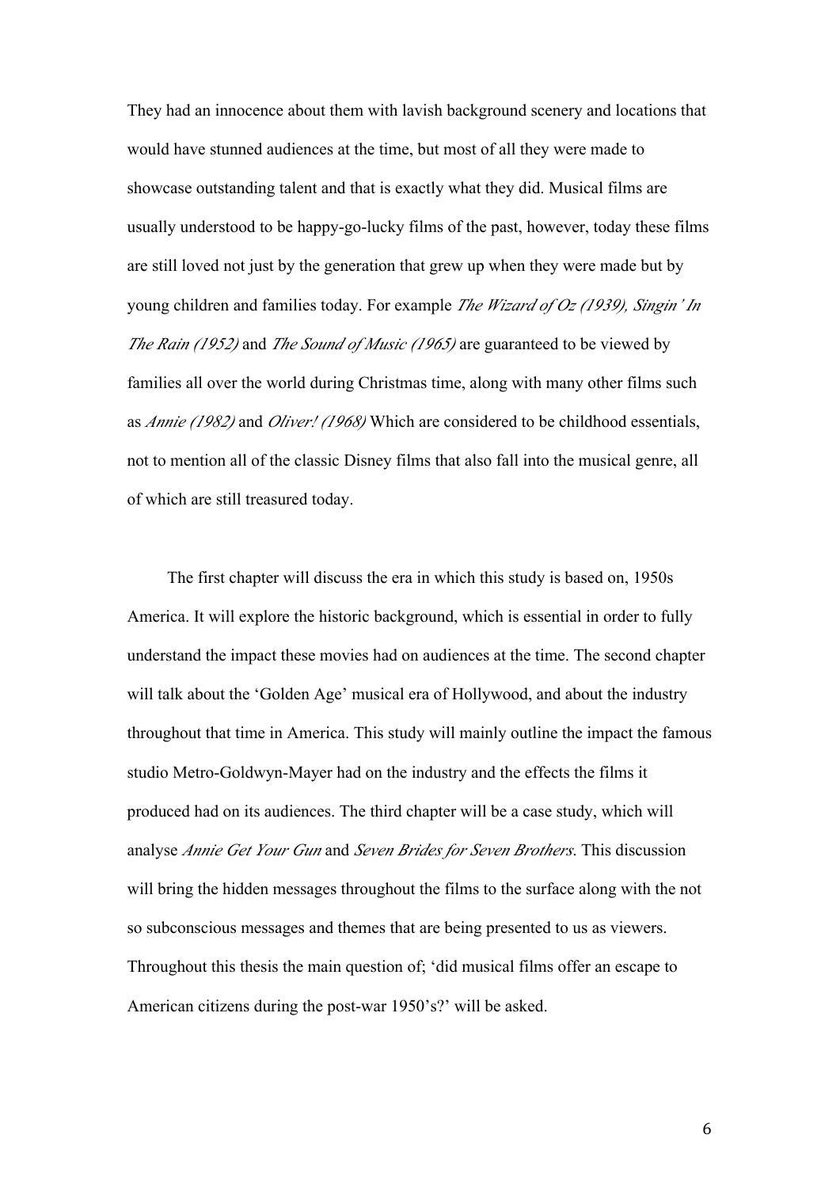They had an innocence about them with lavish background scenery and locations that would have stunned audiences at the time, but most of all they were made to showcase outstanding talent and that is exactly what they did. Musical films are usually understood to be happy-go-lucky films of the past, however, today these films are still loved not just by the generation that grew up when they were made but by young children and families today. For example *The Wizard of Oz (1939), Singin' In The Rain (1952)* and *The Sound of Music (1965)* are guaranteed to be viewed by families all over the world during Christmas time, along with many other films such as *Annie (1982)* and *Oliver! (1968)* Which are considered to be childhood essentials, not to mention all of the classic Disney films that also fall into the musical genre, all of which are still treasured today.

The first chapter will discuss the era in which this study is based on, 1950s America. It will explore the historic background, which is essential in order to fully understand the impact these movies had on audiences at the time. The second chapter will talk about the 'Golden Age' musical era of Hollywood, and about the industry throughout that time in America. This study will mainly outline the impact the famous studio Metro-Goldwyn-Mayer had on the industry and the effects the films it produced had on its audiences. The third chapter will be a case study, which will analyse *Annie Get Your Gun* and *Seven Brides for Seven Brothers*. This discussion will bring the hidden messages throughout the films to the surface along with the not so subconscious messages and themes that are being presented to us as viewers. Throughout this thesis the main question of; 'did musical films offer an escape to American citizens during the post-war 1950's?' will be asked.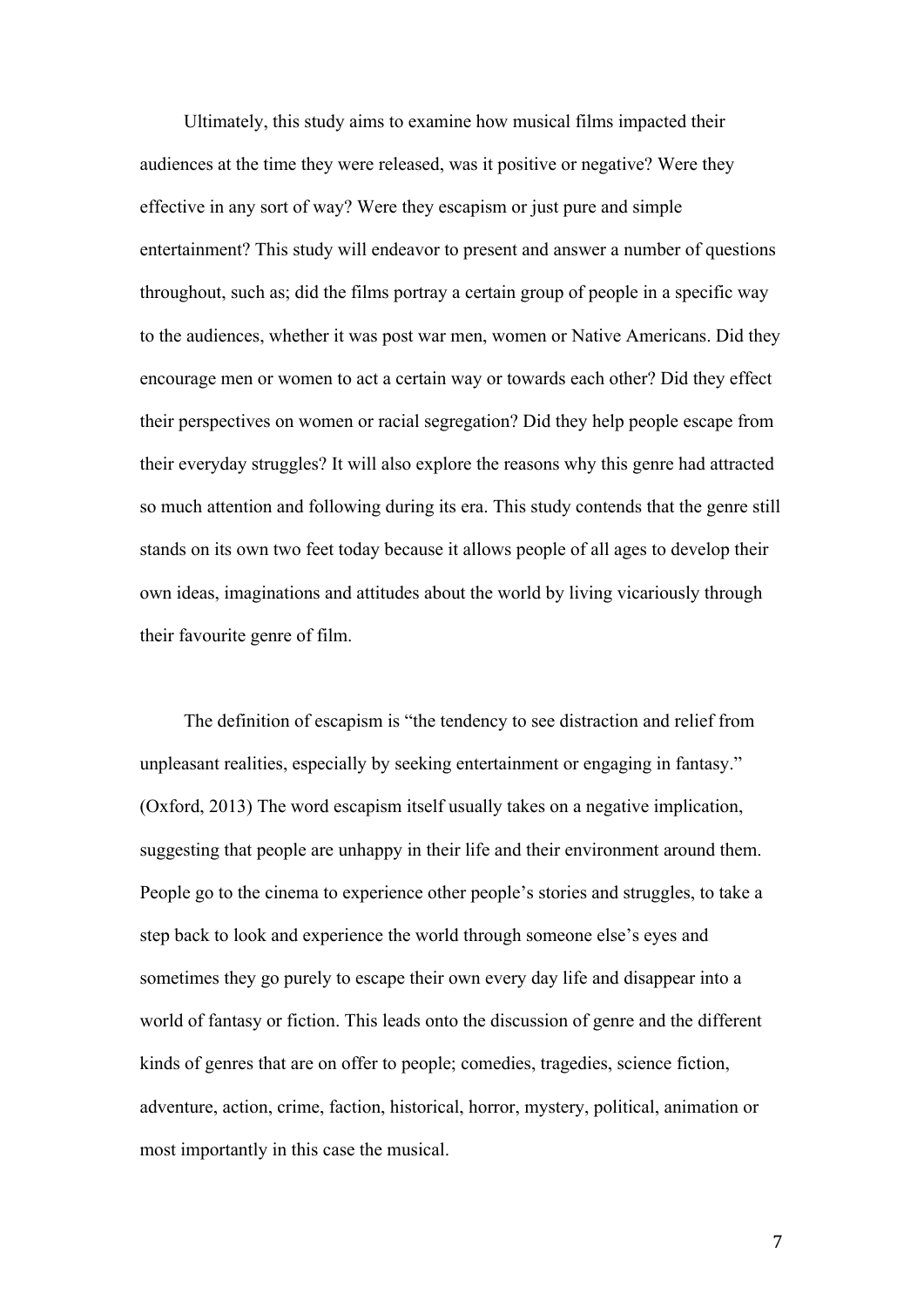Ultimately, this study aims to examine how musical films impacted their audiences at the time they were released, was it positive or negative? Were they effective in any sort of way? Were they escapism or just pure and simple entertainment? This study will endeavor to present and answer a number of questions throughout, such as; did the films portray a certain group of people in a specific way to the audiences, whether it was post war men, women or Native Americans. Did they encourage men or women to act a certain way or towards each other? Did they effect their perspectives on women or racial segregation? Did they help people escape from their everyday struggles? It will also explore the reasons why this genre had attracted so much attention and following during its era. This study contends that the genre still stands on its own two feet today because it allows people of all ages to develop their own ideas, imaginations and attitudes about the world by living vicariously through their favourite genre of film.

The definition of escapism is "the tendency to see distraction and relief from unpleasant realities, especially by seeking entertainment or engaging in fantasy." (Oxford, 2013) The word escapism itself usually takes on a negative implication, suggesting that people are unhappy in their life and their environment around them. People go to the cinema to experience other people's stories and struggles, to take a step back to look and experience the world through someone else's eyes and sometimes they go purely to escape their own every day life and disappear into a world of fantasy or fiction. This leads onto the discussion of genre and the different kinds of genres that are on offer to people; comedies, tragedies, science fiction, adventure, action, crime, faction, historical, horror, mystery, political, animation or most importantly in this case the musical.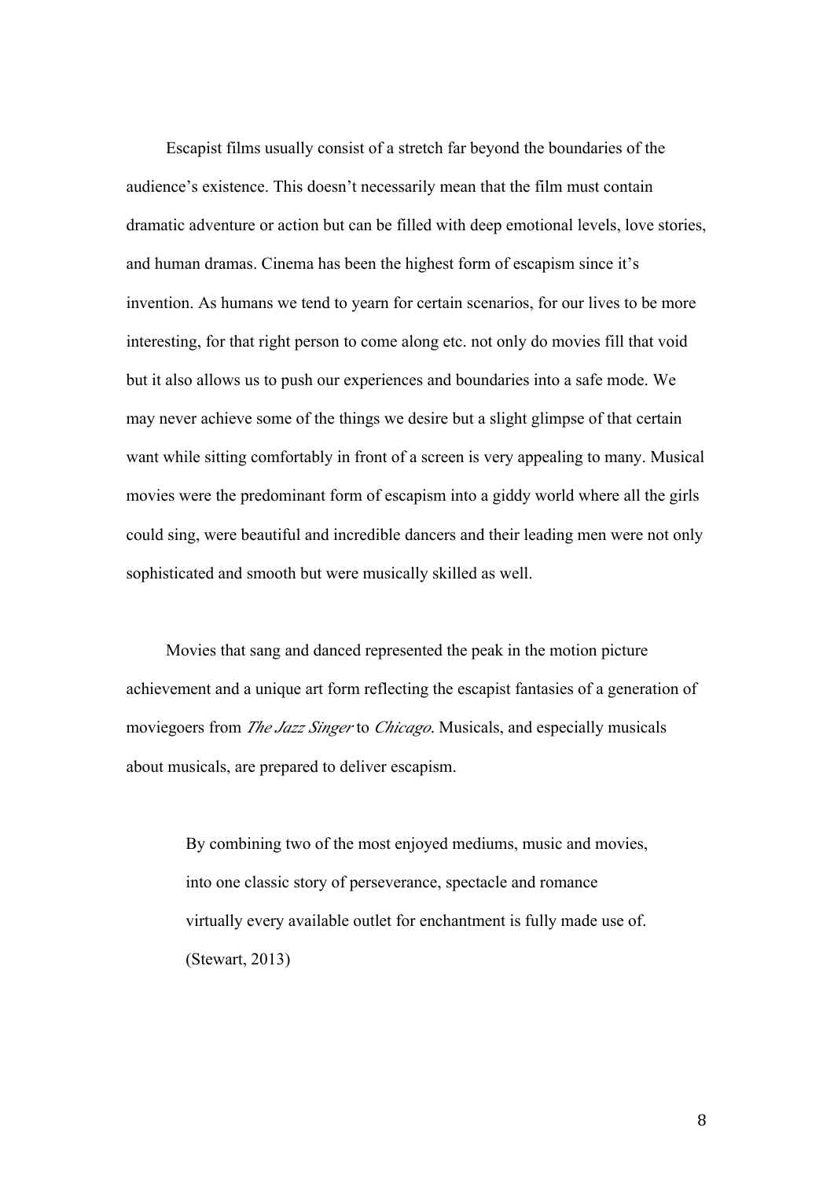Escapist films usually consist of a stretch far beyond the boundaries of the audience's existence. This doesn't necessarily mean that the film must contain dramatic adventure or action but can be filled with deep emotional levels, love stories, and human dramas. Cinema has been the highest form of escapism since it's invention. As humans we tend to yearn for certain scenarios, for our lives to be more interesting, for that right person to come along etc. not only do movies fill that void but it also allows us to push our experiences and boundaries into a safe mode. We may never achieve some of the things we desire but a slight glimpse of that certain want while sitting comfortably in front of a screen is very appealing to many. Musical movies were the predominant form of escapism into a giddy world where all the girls could sing, were beautiful and incredible dancers and their leading men were not only sophisticated and smooth but were musically skilled as well.

Movies that sang and danced represented the peak in the motion picture achievement and a unique art form reflecting the escapist fantasies of a generation of moviegoers from *The Jazz Singer* to *Chicago*. Musicals, and especially musicals about musicals, are prepared to deliver escapism.

> By combining two of the most enjoyed mediums, music and movies, into one classic story of perseverance, spectacle and romance virtually every available outlet for enchantment is fully made use of. (Stewart, 2013)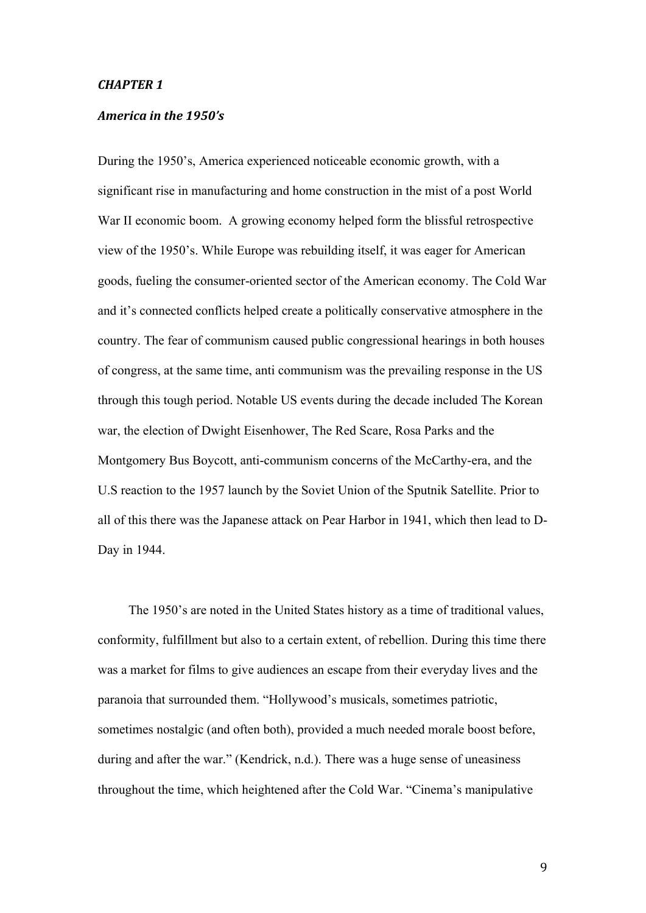## *CHAPTER 1*

### *America in the 1950's*

During the 1950's, America experienced noticeable economic growth, with a significant rise in manufacturing and home construction in the mist of a post World War II economic boom. A growing economy helped form the blissful retrospective view of the 1950's. While Europe was rebuilding itself, it was eager for American goods, fueling the consumer-oriented sector of the American economy. The Cold War and it's connected conflicts helped create a politically conservative atmosphere in the country. The fear of communism caused public congressional hearings in both houses of congress, at the same time, anti communism was the prevailing response in the US through this tough period. Notable US events during the decade included The Korean war, the election of Dwight Eisenhower, The Red Scare, Rosa Parks and the Montgomery Bus Boycott, anti-communism concerns of the McCarthy-era, and the U.S reaction to the 1957 launch by the Soviet Union of the Sputnik Satellite. Prior to all of this there was the Japanese attack on Pear Harbor in 1941, which then lead to D-Day in 1944.

The 1950's are noted in the United States history as a time of traditional values, conformity, fulfillment but also to a certain extent, of rebellion. During this time there was a market for films to give audiences an escape from their everyday lives and the paranoia that surrounded them. "Hollywood's musicals, sometimes patriotic, sometimes nostalgic (and often both), provided a much needed morale boost before, during and after the war." (Kendrick, n.d.). There was a huge sense of uneasiness throughout the time, which heightened after the Cold War. "Cinema's manipulative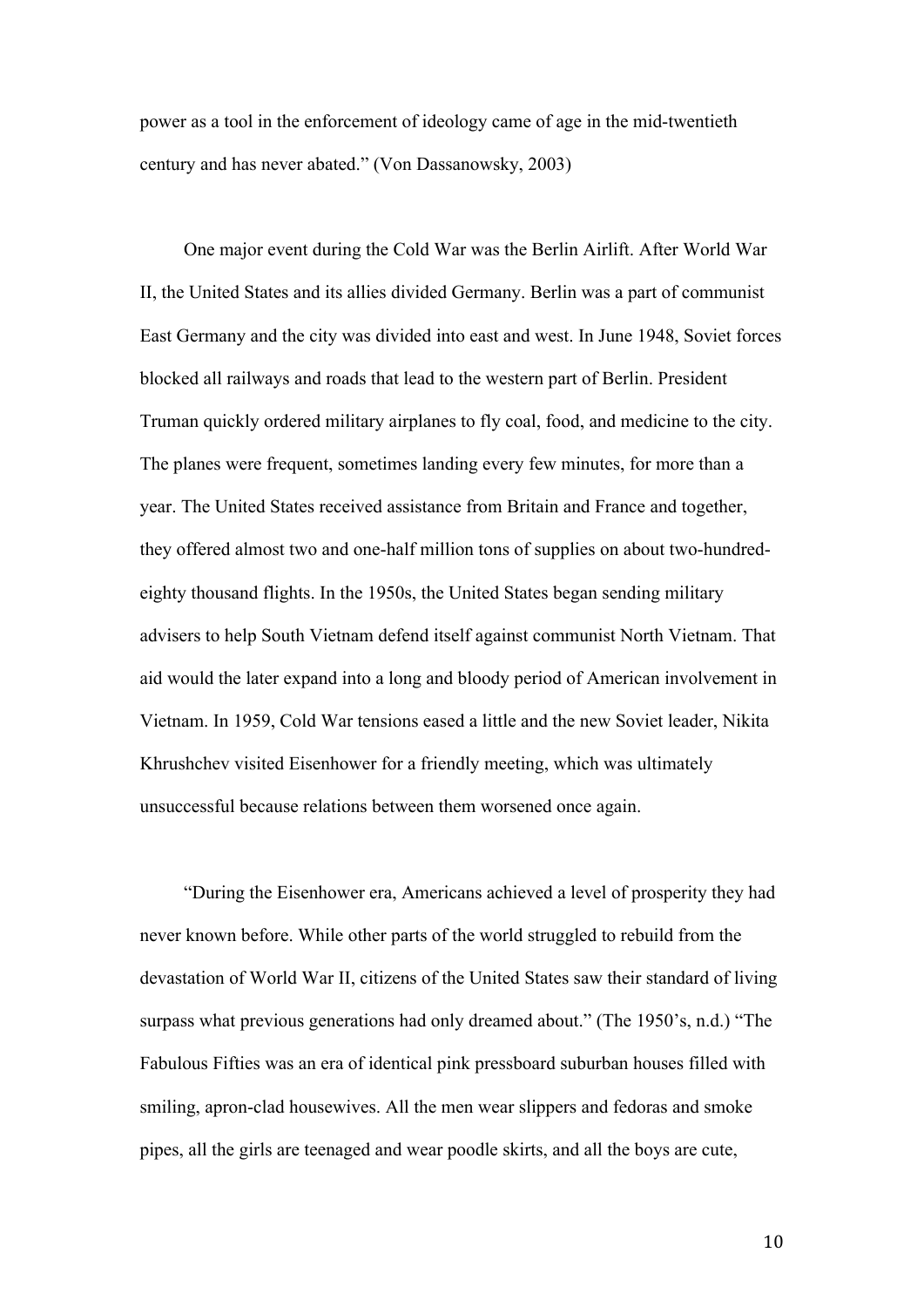power as a tool in the enforcement of ideology came of age in the mid-twentieth century and has never abated." (Von Dassanowsky, 2003)

One major event during the Cold War was the Berlin Airlift. After World War II, the United States and its allies divided Germany. Berlin was a part of communist East Germany and the city was divided into east and west. In June 1948, Soviet forces blocked all railways and roads that lead to the western part of Berlin. President Truman quickly ordered military airplanes to fly coal, food, and medicine to the city. The planes were frequent, sometimes landing every few minutes, for more than a year. The United States received assistance from Britain and France and together, they offered almost two and one-half million tons of supplies on about two-hundred-eighty thousand flights. In the 1950s, the United States began sending military advisers to help South Vietnam defend itself against communist North Vietnam. That aid would the later expand into a long and bloody period of American involvement in Vietnam. In 1959, Cold War tensions eased a little and the new Soviet leader, Nikita Khrushchev visited Eisenhower for a friendly meeting, which was ultimately unsuccessful because relations between them worsened once again.

"During the Eisenhower era, Americans achieved a level of prosperity they had never known before. While other parts of the world struggled to rebuild from the devastation of World War II, citizens of the United States saw their standard of living surpass what previous generations had only dreamed about." (The 1950's, n.d.) "The Fabulous Fifties was an era of identical pink pressboard suburban houses filled with smiling, apron-clad housewives. All the men wear slippers and fedoras and smoke pipes, all the girls are teenaged and wear poodle skirts, and all the boys are cute,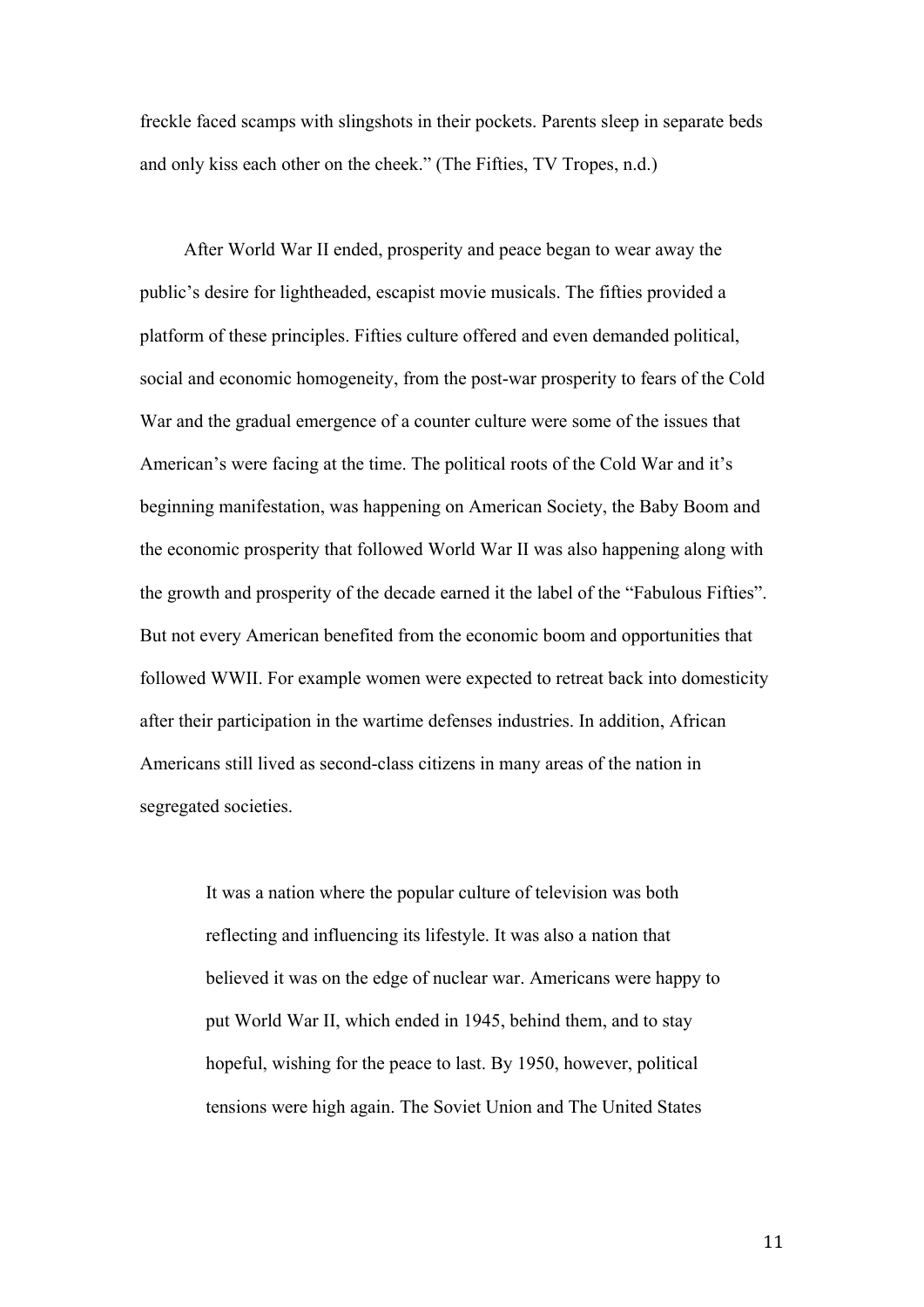freckle faced scamps with slingshots in their pockets. Parents sleep in separate beds and only kiss each other on the cheek." (The Fifties, TV Tropes, n.d.)

After World War II ended, prosperity and peace began to wear away the public's desire for lightheaded, escapist movie musicals. The fifties provided a platform of these principles. Fifties culture offered and even demanded political, social and economic homogeneity, from the post-war prosperity to fears of the Cold War and the gradual emergence of a counter culture were some of the issues that American's were facing at the time. The political roots of the Cold War and it's beginning manifestation, was happening on American Society, the Baby Boom and the economic prosperity that followed World War II was also happening along with the growth and prosperity of the decade earned it the label of the "Fabulous Fifties". But not every American benefited from the economic boom and opportunities that followed WWII. For example women were expected to retreat back into domesticity after their participation in the wartime defenses industries. In addition, African Americans still lived as second-class citizens in many areas of the nation in segregated societies.

> It was a nation where the popular culture of television was both reflecting and influencing its lifestyle. It was also a nation that believed it was on the edge of nuclear war. Americans were happy to put World War II, which ended in 1945, behind them, and to stay hopeful, wishing for the peace to last. By 1950, however, political tensions were high again. The Soviet Union and The United States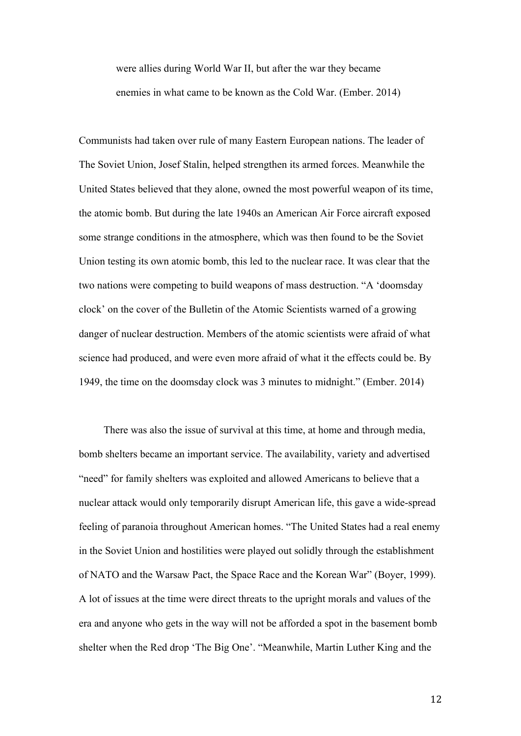> were allies during World War II, but after the war they became enemies in what came to be known as the Cold War. (Ember. 2014)

Communists had taken over rule of many Eastern European nations. The leader of The Soviet Union, Josef Stalin, helped strengthen its armed forces. Meanwhile the United States believed that they alone, owned the most powerful weapon of its time, the atomic bomb. But during the late 1940s an American Air Force aircraft exposed some strange conditions in the atmosphere, which was then found to be the Soviet Union testing its own atomic bomb, this led to the nuclear race. It was clear that the two nations were competing to build weapons of mass destruction. "A 'doomsday clock' on the cover of the Bulletin of the Atomic Scientists warned of a growing danger of nuclear destruction. Members of the atomic scientists were afraid of what science had produced, and were even more afraid of what it the effects could be. By 1949, the time on the doomsday clock was 3 minutes to midnight." (Ember. 2014)

There was also the issue of survival at this time, at home and through media, bomb shelters became an important service. The availability, variety and advertised "need" for family shelters was exploited and allowed Americans to believe that a nuclear attack would only temporarily disrupt American life, this gave a wide-spread feeling of paranoia throughout American homes. "The United States had a real enemy in the Soviet Union and hostilities were played out solidly through the establishment of NATO and the Warsaw Pact, the Space Race and the Korean War" (Boyer, 1999). A lot of issues at the time were direct threats to the upright morals and values of the era and anyone who gets in the way will not be afforded a spot in the basement bomb shelter when the Red drop 'The Big One'. "Meanwhile, Martin Luther King and the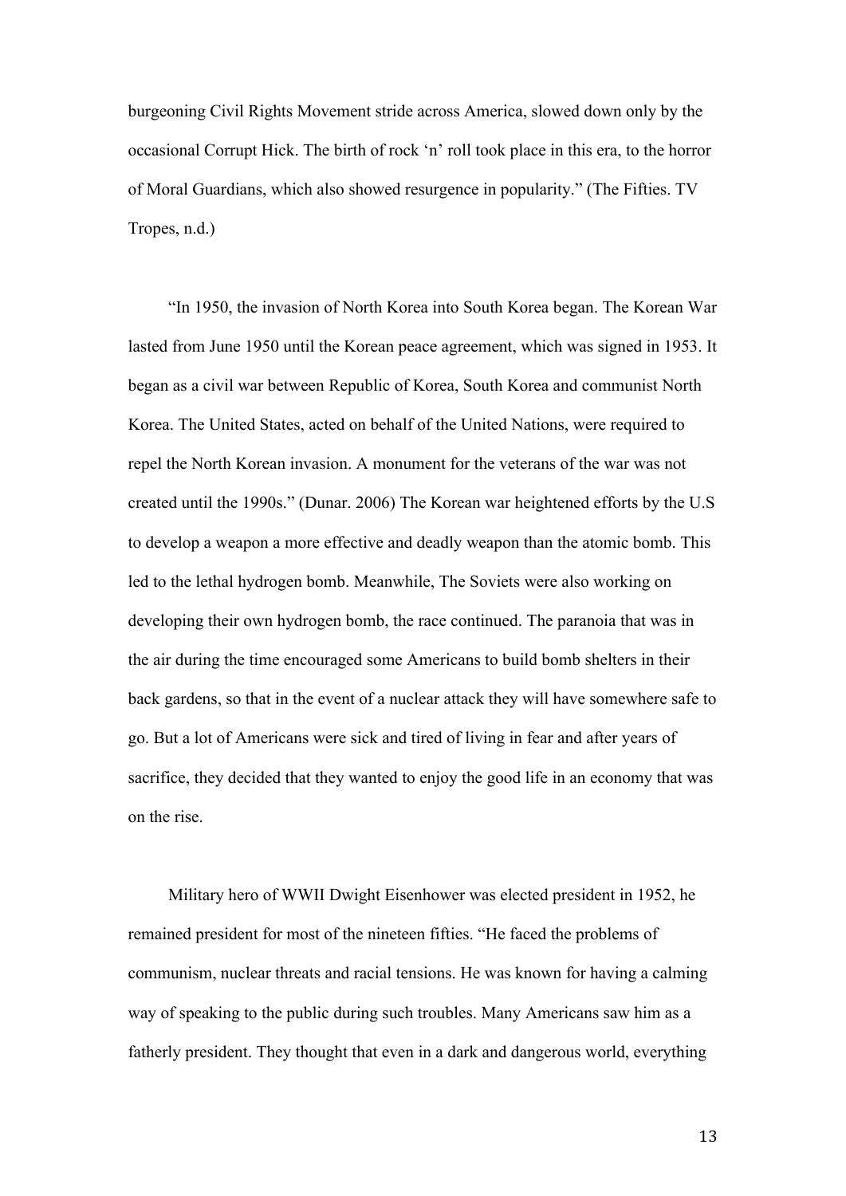burgeoning Civil Rights Movement stride across America, slowed down only by the occasional Corrupt Hick. The birth of rock 'n' roll took place in this era, to the horror of Moral Guardians, which also showed resurgence in popularity." (The Fifties. TV Tropes, n.d.)

"In 1950, the invasion of North Korea into South Korea began. The Korean War lasted from June 1950 until the Korean peace agreement, which was signed in 1953. It began as a civil war between Republic of Korea, South Korea and communist North Korea. The United States, acted on behalf of the United Nations, were required to repel the North Korean invasion. A monument for the veterans of the war was not created until the 1990s." (Dunar. 2006) The Korean war heightened efforts by the U.S to develop a weapon a more effective and deadly weapon than the atomic bomb. This led to the lethal hydrogen bomb. Meanwhile, The Soviets were also working on developing their own hydrogen bomb, the race continued. The paranoia that was in the air during the time encouraged some Americans to build bomb shelters in their back gardens, so that in the event of a nuclear attack they will have somewhere safe to go. But a lot of Americans were sick and tired of living in fear and after years of sacrifice, they decided that they wanted to enjoy the good life in an economy that was on the rise.

Military hero of WWII Dwight Eisenhower was elected president in 1952, he remained president for most of the nineteen fifties. "He faced the problems of communism, nuclear threats and racial tensions. He was known for having a calming way of speaking to the public during such troubles. Many Americans saw him as a fatherly president. They thought that even in a dark and dangerous world, everything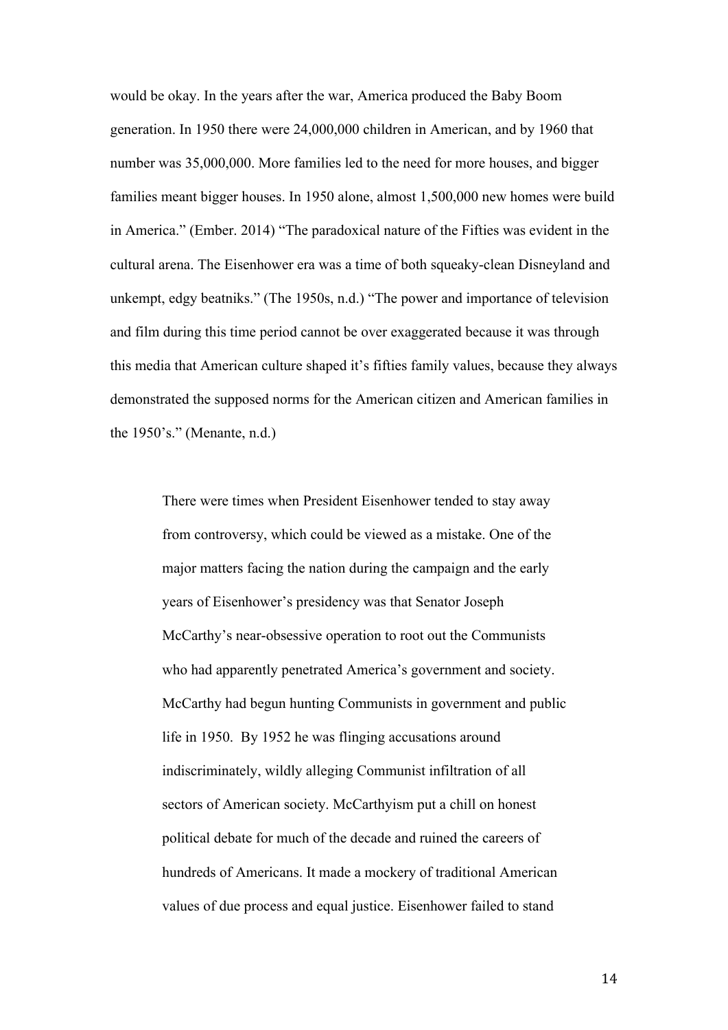would be okay. In the years after the war, America produced the Baby Boom generation. In 1950 there were 24,000,000 children in American, and by 1960 that number was 35,000,000. More families led to the need for more houses, and bigger families meant bigger houses. In 1950 alone, almost 1,500,000 new homes were build in America." (Ember. 2014) "The paradoxical nature of the Fifties was evident in the cultural arena. The Eisenhower era was a time of both squeaky-clean Disneyland and unkempt, edgy beatniks." (The 1950s, n.d.) "The power and importance of television and film during this time period cannot be over exaggerated because it was through this media that American culture shaped it's fifties family values, because they always demonstrated the supposed norms for the American citizen and American families in the 1950's." (Menante, n.d.)

> There were times when President Eisenhower tended to stay away from controversy, which could be viewed as a mistake. One of the major matters facing the nation during the campaign and the early years of Eisenhower's presidency was that Senator Joseph McCarthy's near-obsessive operation to root out the Communists who had apparently penetrated America's government and society. McCarthy had begun hunting Communists in government and public life in 1950. By 1952 he was flinging accusations around indiscriminately, wildly alleging Communist infiltration of all sectors of American society. McCarthyism put a chill on honest political debate for much of the decade and ruined the careers of hundreds of Americans. It made a mockery of traditional American values of due process and equal justice. Eisenhower failed to stand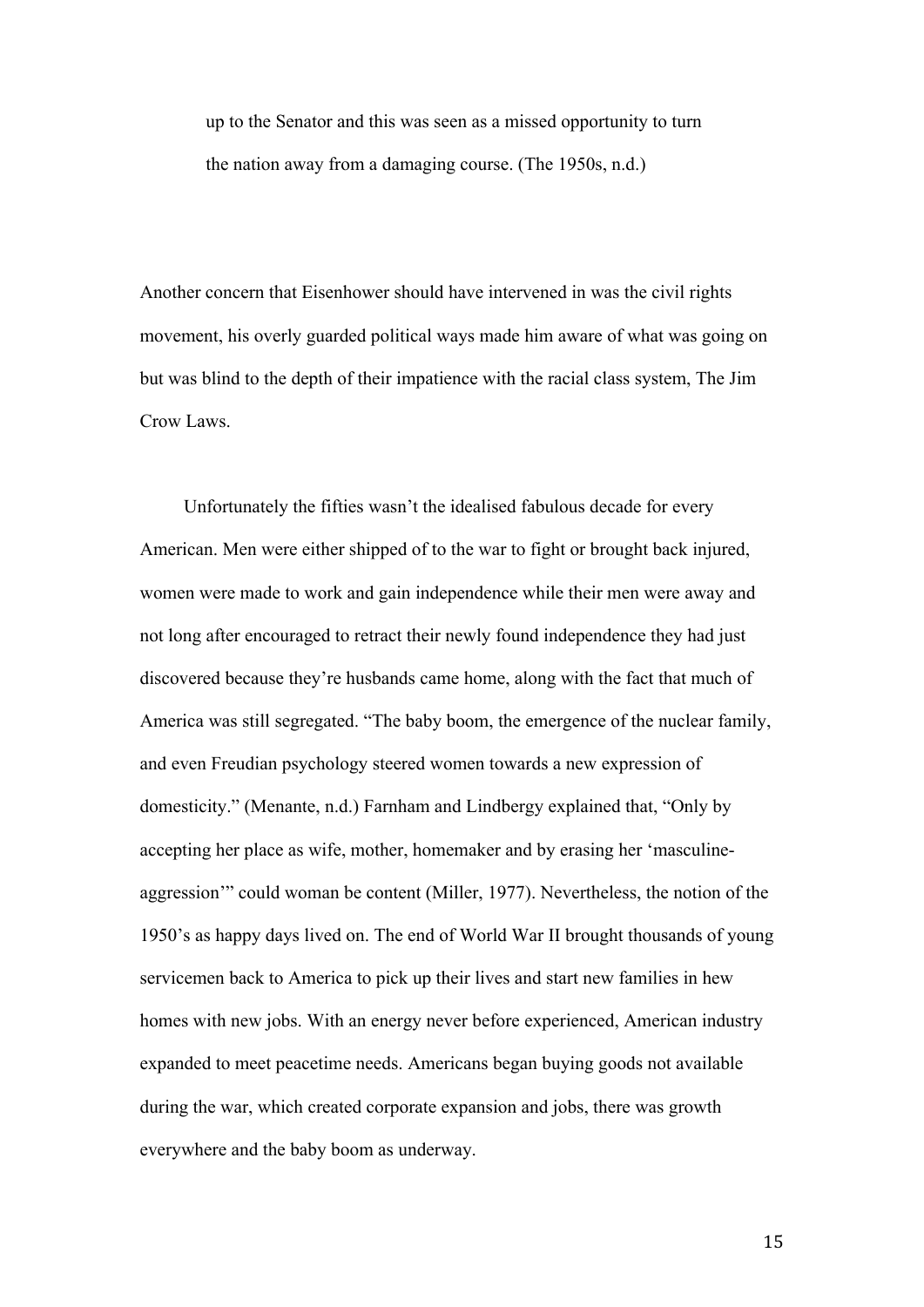> up to the Senator and this was seen as a missed opportunity to turn the nation away from a damaging course. (The 1950s, n.d.)

Another concern that Eisenhower should have intervened in was the civil rights movement, his overly guarded political ways made him aware of what was going on but was blind to the depth of their impatience with the racial class system, The Jim Crow Laws.

Unfortunately the fifties wasn't the idealised fabulous decade for every American. Men were either shipped of to the war to fight or brought back injured, women were made to work and gain independence while their men were away and not long after encouraged to retract their newly found independence they had just discovered because they're husbands came home, along with the fact that much of America was still segregated. "The baby boom, the emergence of the nuclear family, and even Freudian psychology steered women towards a new expression of domesticity." (Menante, n.d.) Farnham and Lindbergy explained that, "Only by accepting her place as wife, mother, homemaker and by erasing her 'masculine-aggression'" could woman be content (Miller, 1977). Nevertheless, the notion of the 1950's as happy days lived on. The end of World War II brought thousands of young servicemen back to America to pick up their lives and start new families in hew homes with new jobs. With an energy never before experienced, American industry expanded to meet peacetime needs. Americans began buying goods not available during the war, which created corporate expansion and jobs, there was growth everywhere and the baby boom as underway.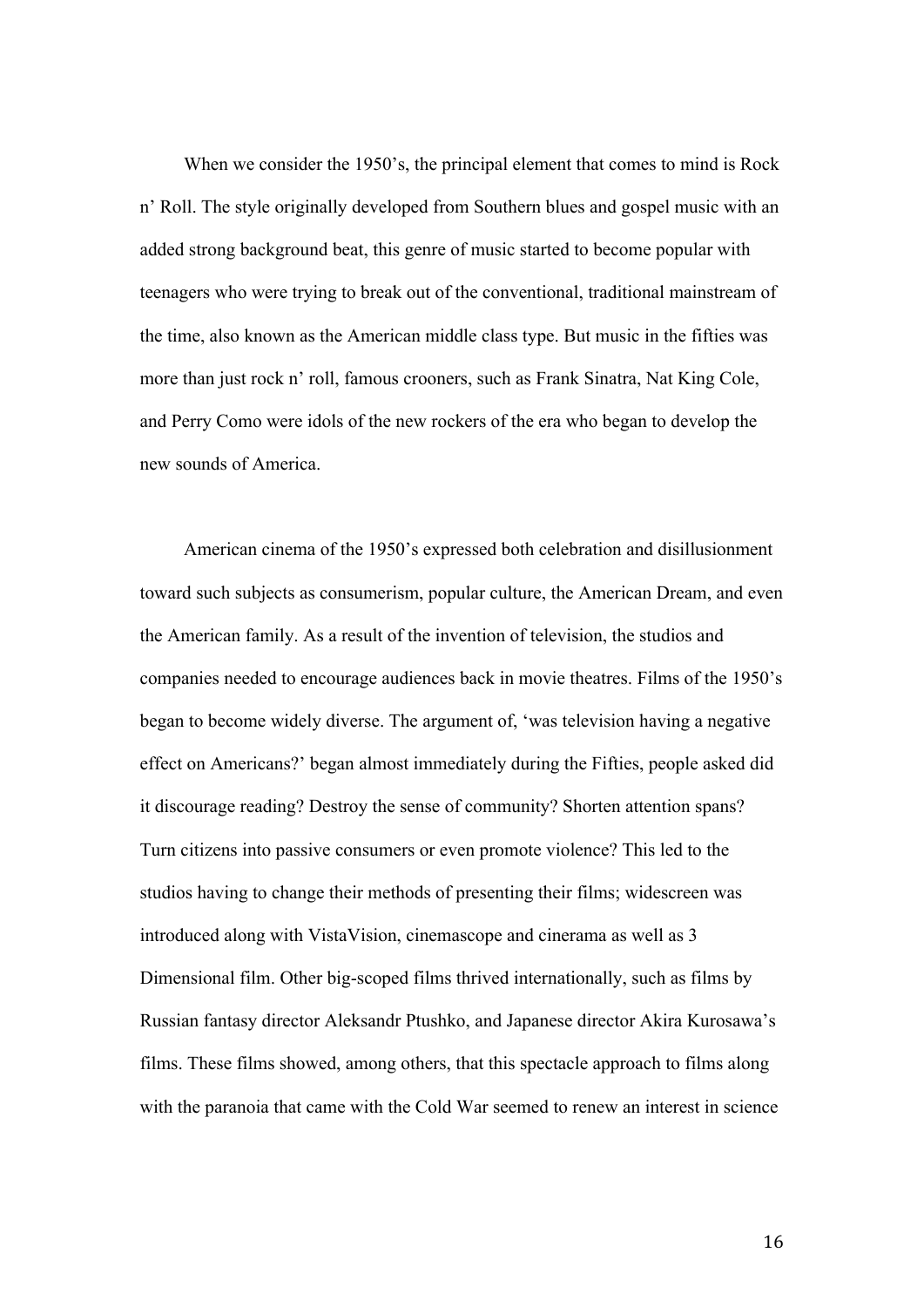When we consider the 1950's, the principal element that comes to mind is Rock n' Roll. The style originally developed from Southern blues and gospel music with an added strong background beat, this genre of music started to become popular with teenagers who were trying to break out of the conventional, traditional mainstream of the time, also known as the American middle class type. But music in the fifties was more than just rock n' roll, famous crooners, such as Frank Sinatra, Nat King Cole, and Perry Como were idols of the new rockers of the era who began to develop the new sounds of America.

American cinema of the 1950's expressed both celebration and disillusionment toward such subjects as consumerism, popular culture, the American Dream, and even the American family. As a result of the invention of television, the studios and companies needed to encourage audiences back in movie theatres. Films of the 1950's began to become widely diverse. The argument of, 'was television having a negative effect on Americans?' began almost immediately during the Fifties, people asked did it discourage reading? Destroy the sense of community? Shorten attention spans? Turn citizens into passive consumers or even promote violence? This led to the studios having to change their methods of presenting their films; widescreen was introduced along with VistaVision, cinemascope and cinerama as well as 3 Dimensional film. Other big-scoped films thrived internationally, such as films by Russian fantasy director Aleksandr Ptushko, and Japanese director Akira Kurosawa's films. These films showed, among others, that this spectacle approach to films along with the paranoia that came with the Cold War seemed to renew an interest in science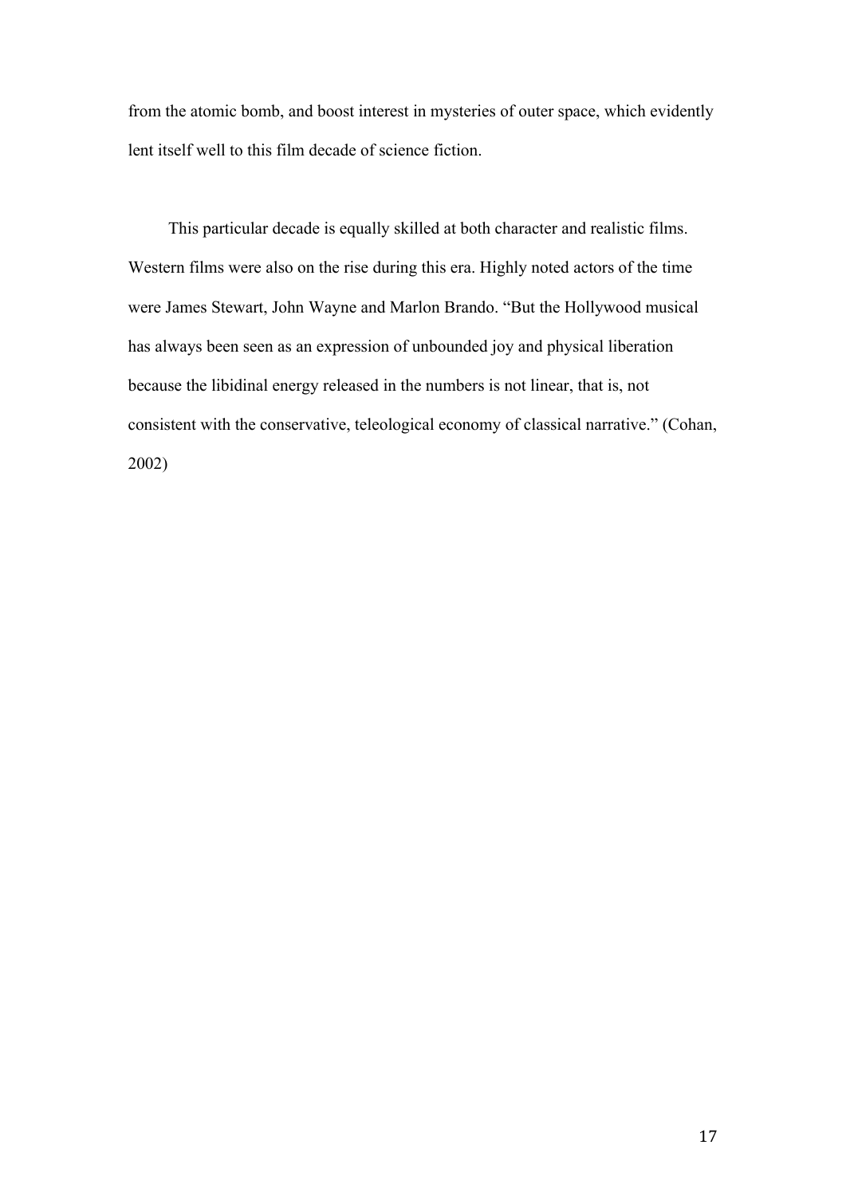from the atomic bomb, and boost interest in mysteries of outer space, which evidently lent itself well to this film decade of science fiction.

This particular decade is equally skilled at both character and realistic films. Western films were also on the rise during this era. Highly noted actors of the time were James Stewart, John Wayne and Marlon Brando. “But the Hollywood musical has always been seen as an expression of unbounded joy and physical liberation because the libidinal energy released in the numbers is not linear, that is, not consistent with the conservative, teleological economy of classical narrative.” (Cohan, 2002)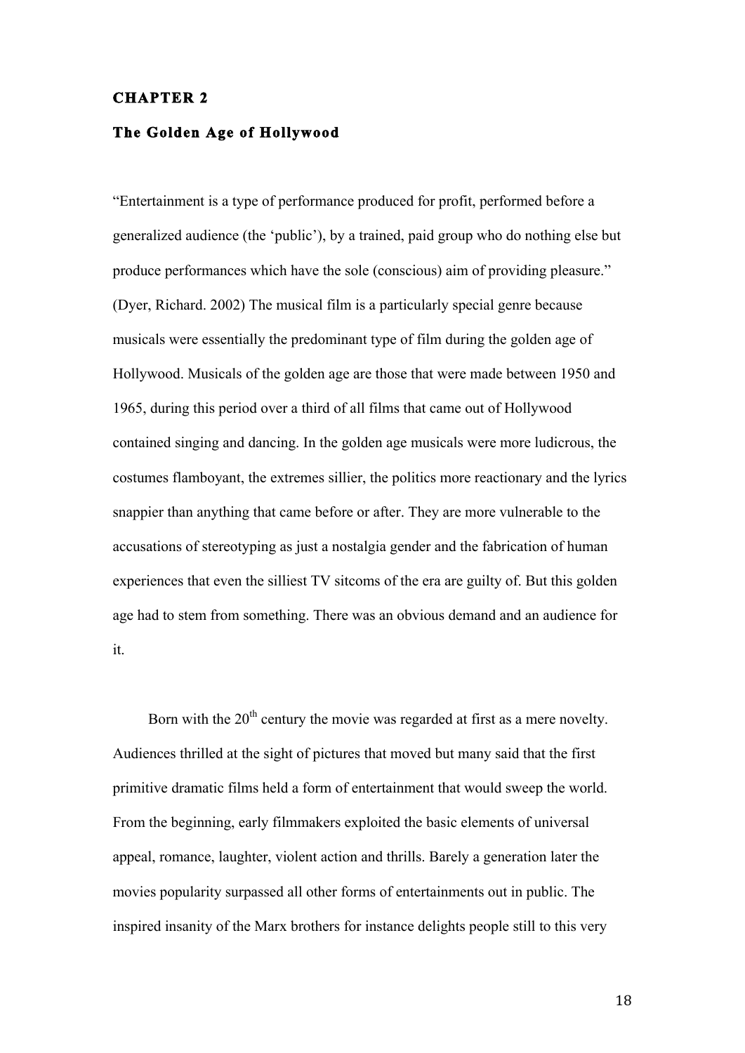## CHAPTER 2

### The Golden Age of Hollywood

"Entertainment is a type of performance produced for profit, performed before a generalized audience (the 'public'), by a trained, paid group who do nothing else but produce performances which have the sole (conscious) aim of providing pleasure." (Dyer, Richard. 2002) The musical film is a particularly special genre because musicals were essentially the predominant type of film during the golden age of Hollywood. Musicals of the golden age are those that were made between 1950 and 1965, during this period over a third of all films that came out of Hollywood contained singing and dancing. In the golden age musicals were more ludicrous, the costumes flamboyant, the extremes sillier, the politics more reactionary and the lyrics snappier than anything that came before or after. They are more vulnerable to the accusations of stereotyping as just a nostalgia gender and the fabrication of human experiences that even the silliest TV sitcoms of the era are guilty of. But this golden age had to stem from something. There was an obvious demand and an audience for it.

Born with the 20th century the movie was regarded at first as a mere novelty. Audiences thrilled at the sight of pictures that moved but many said that the first primitive dramatic films held a form of entertainment that would sweep the world. From the beginning, early filmmakers exploited the basic elements of universal appeal, romance, laughter, violent action and thrills. Barely a generation later the movies popularity surpassed all other forms of entertainments out in public. The inspired insanity of the Marx brothers for instance delights people still to this very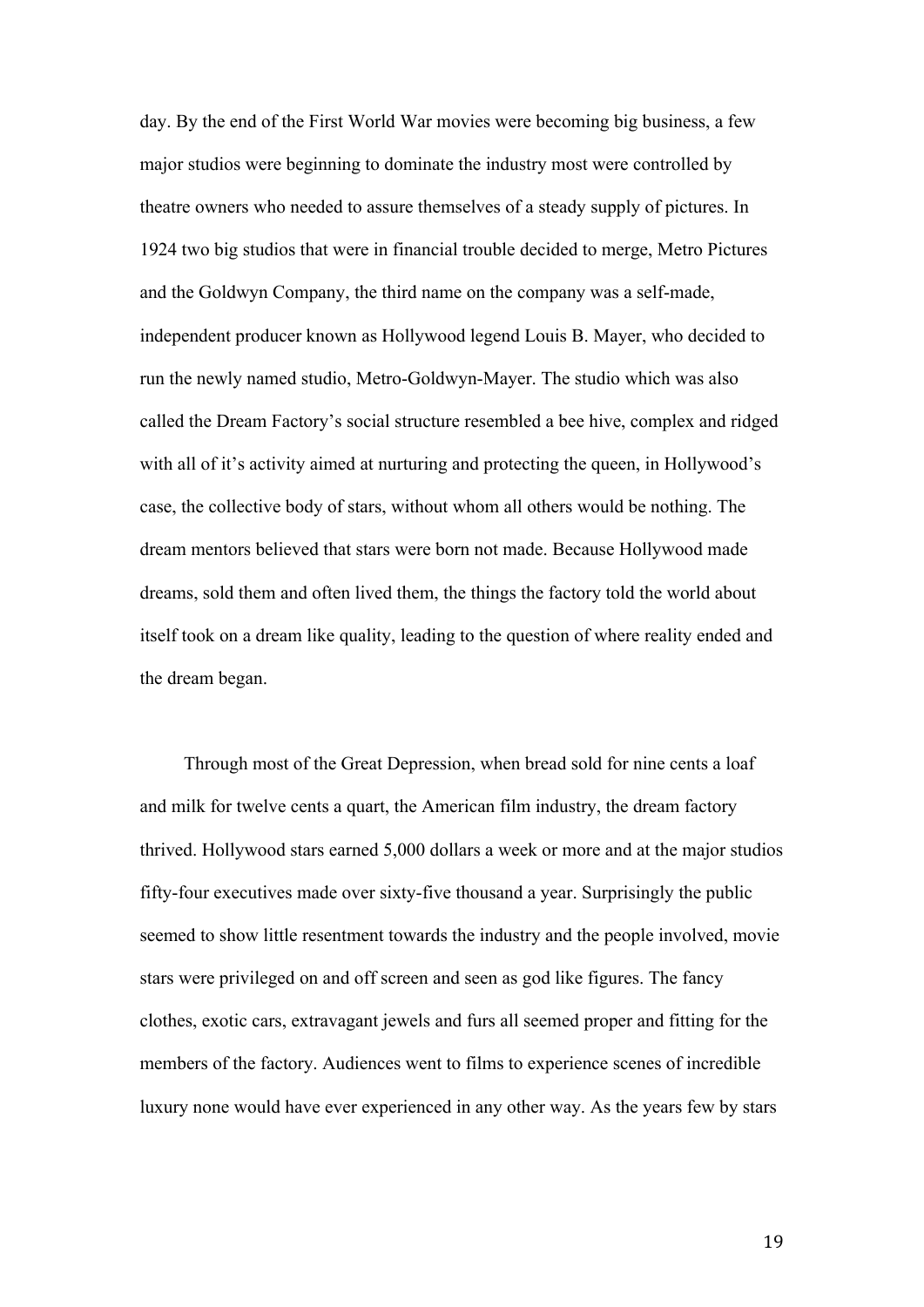day. By the end of the First World War movies were becoming big business, a few major studios were beginning to dominate the industry most were controlled by theatre owners who needed to assure themselves of a steady supply of pictures. In 1924 two big studios that were in financial trouble decided to merge, Metro Pictures and the Goldwyn Company, the third name on the company was a self-made, independent producer known as Hollywood legend Louis B. Mayer, who decided to run the newly named studio, Metro-Goldwyn-Mayer. The studio which was also called the Dream Factory's social structure resembled a bee hive, complex and ridged with all of it's activity aimed at nurturing and protecting the queen, in Hollywood's case, the collective body of stars, without whom all others would be nothing. The dream mentors believed that stars were born not made. Because Hollywood made dreams, sold them and often lived them, the things the factory told the world about itself took on a dream like quality, leading to the question of where reality ended and the dream began.

Through most of the Great Depression, when bread sold for nine cents a loaf and milk for twelve cents a quart, the American film industry, the dream factory thrived. Hollywood stars earned 5,000 dollars a week or more and at the major studios fifty-four executives made over sixty-five thousand a year. Surprisingly the public seemed to show little resentment towards the industry and the people involved, movie stars were privileged on and off screen and seen as god like figures. The fancy clothes, exotic cars, extravagant jewels and furs all seemed proper and fitting for the members of the factory. Audiences went to films to experience scenes of incredible luxury none would have ever experienced in any other way. As the years few by stars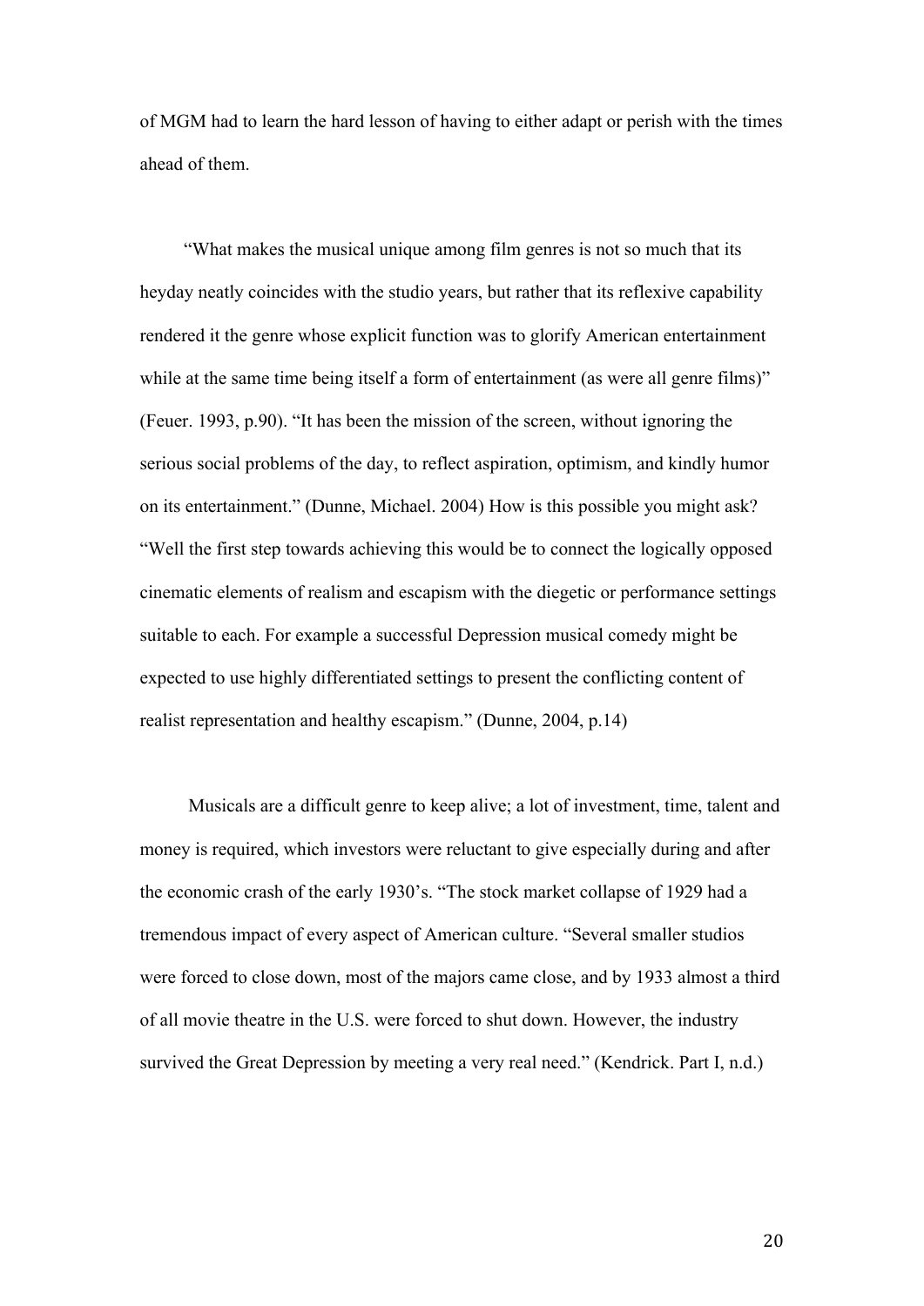of MGM had to learn the hard lesson of having to either adapt or perish with the times ahead of them.

"What makes the musical unique among film genres is not so much that its heyday neatly coincides with the studio years, but rather that its reflexive capability rendered it the genre whose explicit function was to glorify American entertainment while at the same time being itself a form of entertainment (as were all genre films)" (Feuer. 1993, p.90). "It has been the mission of the screen, without ignoring the serious social problems of the day, to reflect aspiration, optimism, and kindly humor on its entertainment." (Dunne, Michael. 2004) How is this possible you might ask? "Well the first step towards achieving this would be to connect the logically opposed cinematic elements of realism and escapism with the diegetic or performance settings suitable to each. For example a successful Depression musical comedy might be expected to use highly differentiated settings to present the conflicting content of realist representation and healthy escapism." (Dunne, 2004, p.14)

Musicals are a difficult genre to keep alive; a lot of investment, time, talent and money is required, which investors were reluctant to give especially during and after the economic crash of the early 1930's. "The stock market collapse of 1929 had a tremendous impact of every aspect of American culture. "Several smaller studios were forced to close down, most of the majors came close, and by 1933 almost a third of all movie theatre in the U.S. were forced to shut down. However, the industry survived the Great Depression by meeting a very real need." (Kendrick. Part I, n.d.)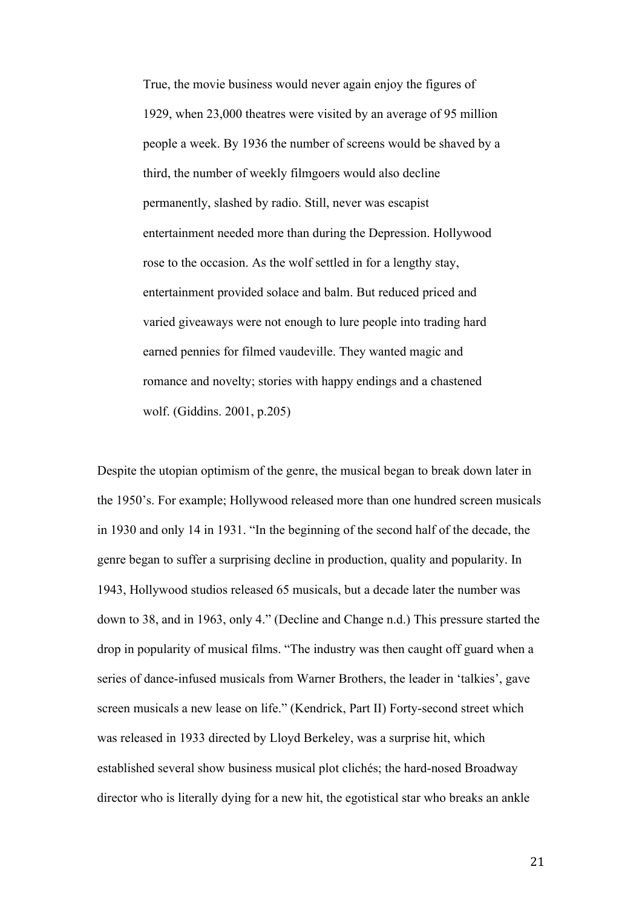> True, the movie business would never again enjoy the figures of 1929, when 23,000 theatres were visited by an average of 95 million people a week. By 1936 the number of screens would be shaved by a third, the number of weekly filmgoers would also decline permanently, slashed by radio. Still, never was escapist entertainment needed more than during the Depression. Hollywood rose to the occasion. As the wolf settled in for a lengthy stay, entertainment provided solace and balm. But reduced priced and varied giveaways were not enough to lure people into trading hard earned pennies for filmed vaudeville. They wanted magic and romance and novelty; stories with happy endings and a chastened wolf. (Giddins. 2001, p.205)

Despite the utopian optimism of the genre, the musical began to break down later in the 1950's. For example; Hollywood released more than one hundred screen musicals in 1930 and only 14 in 1931. "In the beginning of the second half of the decade, the genre began to suffer a surprising decline in production, quality and popularity. In 1943, Hollywood studios released 65 musicals, but a decade later the number was down to 38, and in 1963, only 4." (Decline and Change n.d.) This pressure started the drop in popularity of musical films. "The industry was then caught off guard when a series of dance-infused musicals from Warner Brothers, the leader in 'talkies', gave screen musicals a new lease on life." (Kendrick, Part II) Forty-second street which was released in 1933 directed by Lloyd Berkeley, was a surprise hit, which established several show business musical plot clichés; the hard-nosed Broadway director who is literally dying for a new hit, the egotistical star who breaks an ankle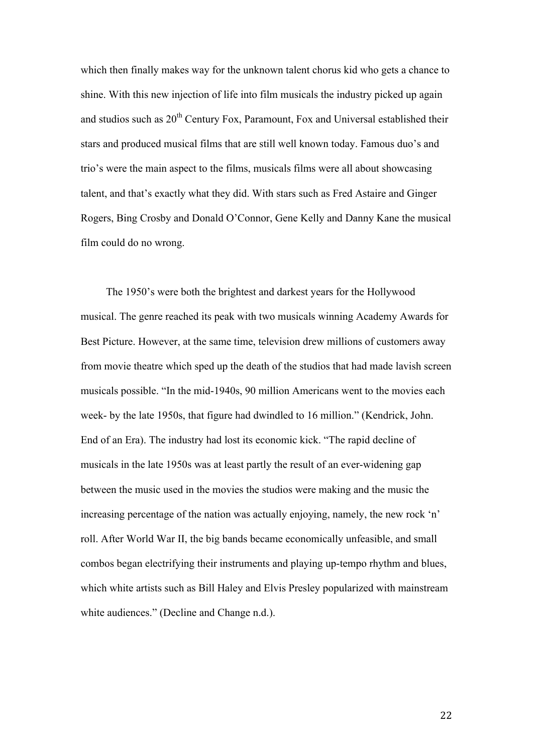which then finally makes way for the unknown talent chorus kid who gets a chance to shine. With this new injection of life into film musicals the industry picked up again and studios such as 20th Century Fox, Paramount, Fox and Universal established their stars and produced musical films that are still well known today. Famous duo's and trio's were the main aspect to the films, musicals films were all about showcasing talent, and that's exactly what they did. With stars such as Fred Astaire and Ginger Rogers, Bing Crosby and Donald O'Connor, Gene Kelly and Danny Kane the musical film could do no wrong.

The 1950's were both the brightest and darkest years for the Hollywood musical. The genre reached its peak with two musicals winning Academy Awards for Best Picture. However, at the same time, television drew millions of customers away from movie theatre which sped up the death of the studios that had made lavish screen musicals possible. "In the mid-1940s, 90 million Americans went to the movies each week- by the late 1950s, that figure had dwindled to 16 million." (Kendrick, John. End of an Era). The industry had lost its economic kick. "The rapid decline of musicals in the late 1950s was at least partly the result of an ever-widening gap between the music used in the movies the studios were making and the music the increasing percentage of the nation was actually enjoying, namely, the new rock 'n' roll. After World War II, the big bands became economically unfeasible, and small combos began electrifying their instruments and playing up-tempo rhythm and blues, which white artists such as Bill Haley and Elvis Presley popularized with mainstream white audiences." (Decline and Change n.d.).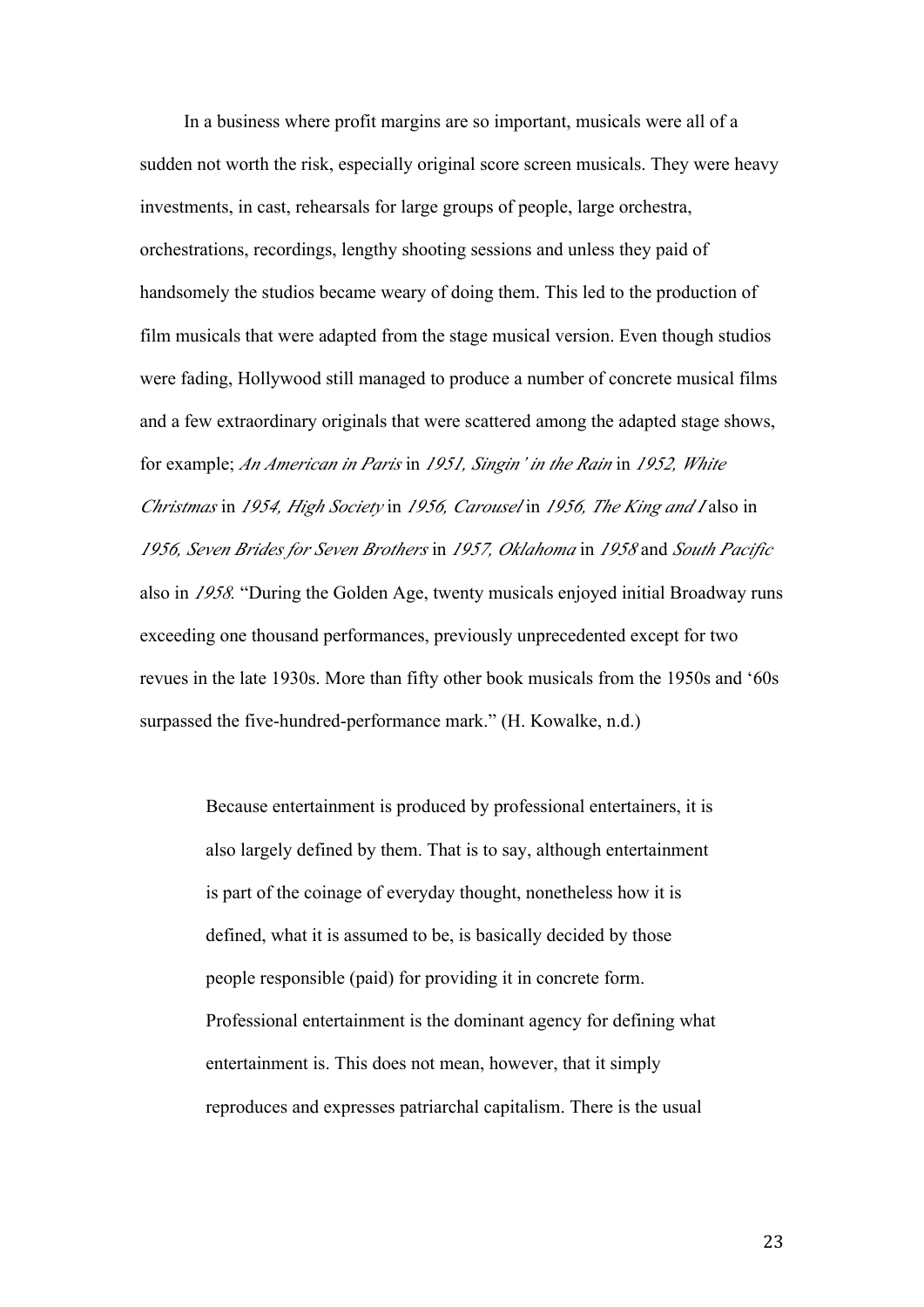In a business where profit margins are so important, musicals were all of a sudden not worth the risk, especially original score screen musicals. They were heavy investments, in cast, rehearsals for large groups of people, large orchestra, orchestrations, recordings, lengthy shooting sessions and unless they paid of handsomely the studios became weary of doing them. This led to the production of film musicals that were adapted from the stage musical version. Even though studios were fading, Hollywood still managed to produce a number of concrete musical films and a few extraordinary originals that were scattered among the adapted stage shows, for example; *An American in Paris* in *1951, Singin' in the Rain* in *1952, White Christmas* in *1954, High Society* in *1956, Carousel* in *1956, The King and I* also in *1956, Seven Brides for Seven Brothers* in *1957, Oklahoma* in *1958* and *South Pacific* also in *1958.* "During the Golden Age, twenty musicals enjoyed initial Broadway runs exceeding one thousand performances, previously unprecedented except for two revues in the late 1930s. More than fifty other book musicals from the 1950s and '60s surpassed the five-hundred-performance mark." (H. Kowalke, n.d.)

> Because entertainment is produced by professional entertainers, it is also largely defined by them. That is to say, although entertainment is part of the coinage of everyday thought, nonetheless how it is defined, what it is assumed to be, is basically decided by those people responsible (paid) for providing it in concrete form. Professional entertainment is the dominant agency for defining what entertainment is. This does not mean, however, that it simply reproduces and expresses patriarchal capitalism. There is the usual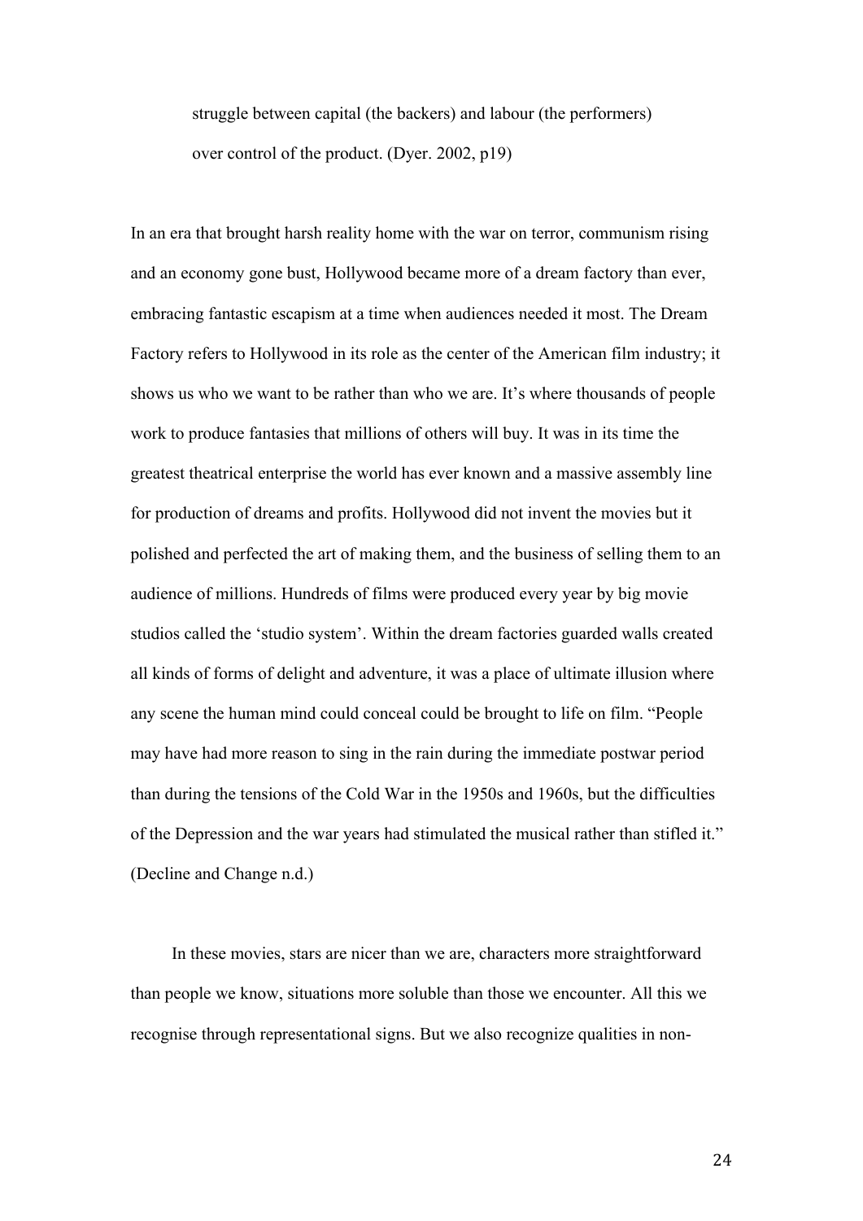> struggle between capital (the backers) and labour (the performers) over control of the product. (Dyer. 2002, p19)

In an era that brought harsh reality home with the war on terror, communism rising and an economy gone bust, Hollywood became more of a dream factory than ever, embracing fantastic escapism at a time when audiences needed it most. The Dream Factory refers to Hollywood in its role as the center of the American film industry; it shows us who we want to be rather than who we are. It's where thousands of people work to produce fantasies that millions of others will buy. It was in its time the greatest theatrical enterprise the world has ever known and a massive assembly line for production of dreams and profits. Hollywood did not invent the movies but it polished and perfected the art of making them, and the business of selling them to an audience of millions. Hundreds of films were produced every year by big movie studios called the 'studio system'. Within the dream factories guarded walls created all kinds of forms of delight and adventure, it was a place of ultimate illusion where any scene the human mind could conceal could be brought to life on film. "People may have had more reason to sing in the rain during the immediate postwar period than during the tensions of the Cold War in the 1950s and 1960s, but the difficulties of the Depression and the war years had stimulated the musical rather than stifled it." (Decline and Change n.d.)

In these movies, stars are nicer than we are, characters more straightforward than people we know, situations more soluble than those we encounter. All this we recognise through representational signs. But we also recognize qualities in non-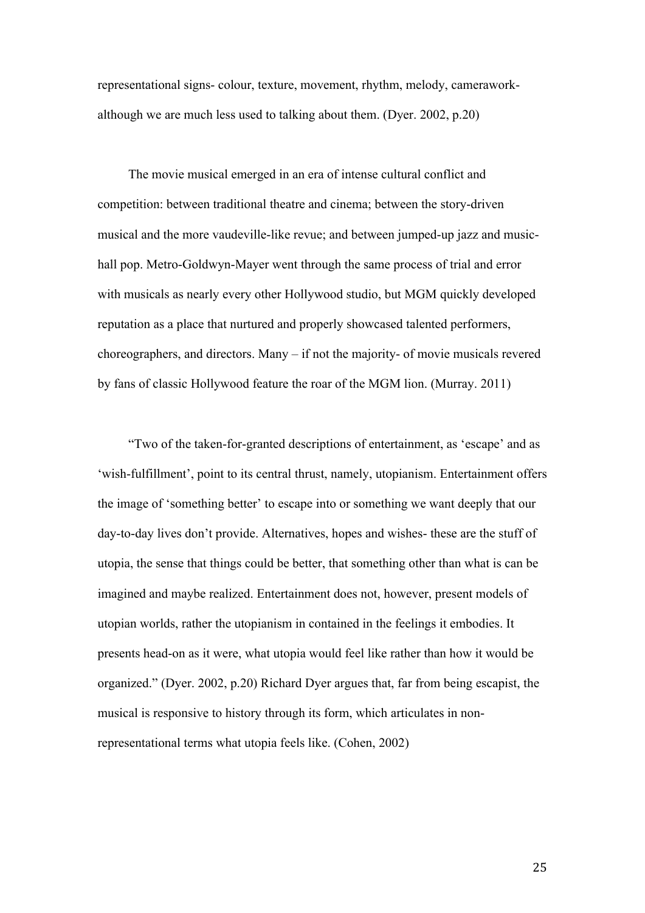representational signs- colour, texture, movement, rhythm, melody, camerawork- although we are much less used to talking about them. (Dyer. 2002, p.20)

The movie musical emerged in an era of intense cultural conflict and competition: between traditional theatre and cinema; between the story-driven musical and the more vaudeville-like revue; and between jumped-up jazz and music-hall pop. Metro-Goldwyn-Mayer went through the same process of trial and error with musicals as nearly every other Hollywood studio, but MGM quickly developed reputation as a place that nurtured and properly showcased talented performers, choreographers, and directors. Many – if not the majority- of movie musicals revered by fans of classic Hollywood feature the roar of the MGM lion. (Murray. 2011)

"Two of the taken-for-granted descriptions of entertainment, as 'escape' and as 'wish-fulfillment', point to its central thrust, namely, utopianism. Entertainment offers the image of 'something better' to escape into or something we want deeply that our day-to-day lives don't provide. Alternatives, hopes and wishes- these are the stuff of utopia, the sense that things could be better, that something other than what is can be imagined and maybe realized. Entertainment does not, however, present models of utopian worlds, rather the utopianism in contained in the feelings it embodies. It presents head-on as it were, what utopia would feel like rather than how it would be organized." (Dyer. 2002, p.20) Richard Dyer argues that, far from being escapist, the musical is responsive to history through its form, which articulates in non-representational terms what utopia feels like. (Cohen, 2002)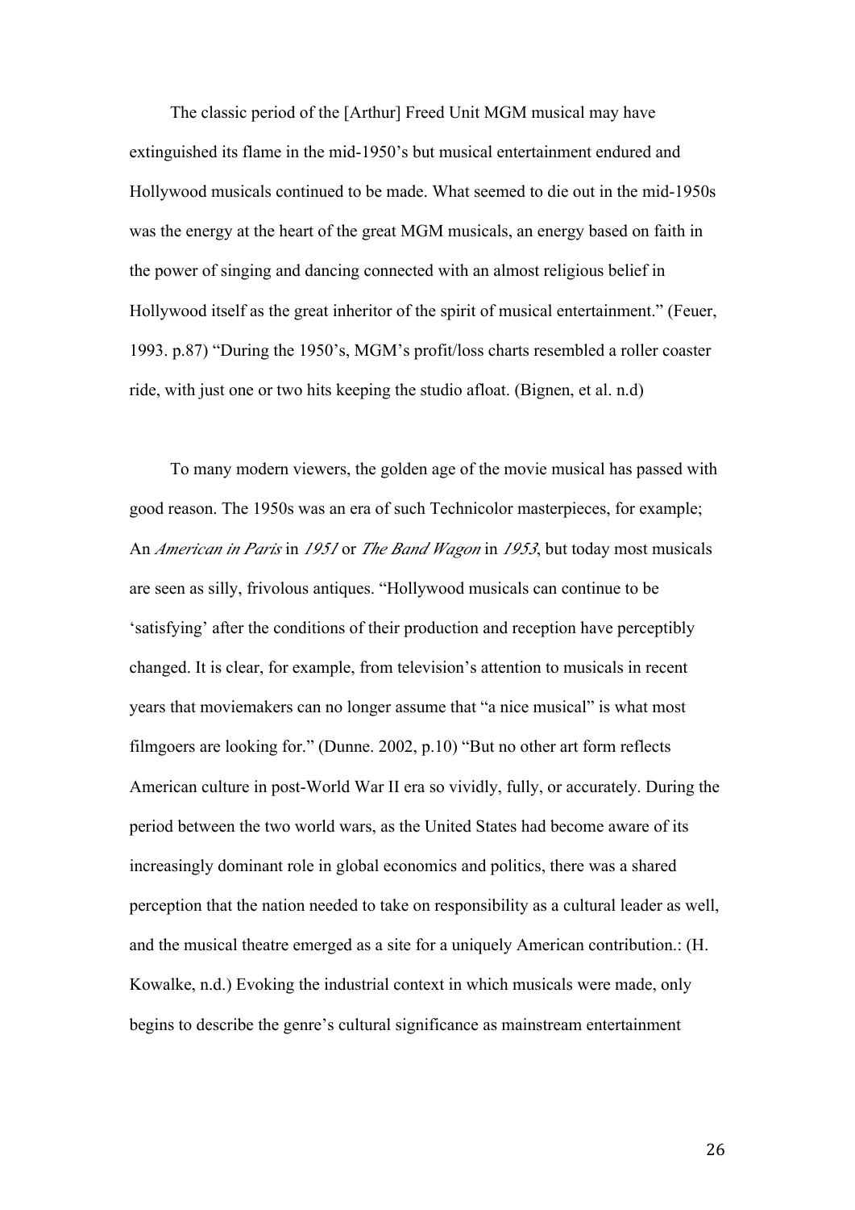The classic period of the [Arthur] Freed Unit MGM musical may have extinguished its flame in the mid-1950's but musical entertainment endured and Hollywood musicals continued to be made. What seemed to die out in the mid-1950s was the energy at the heart of the great MGM musicals, an energy based on faith in the power of singing and dancing connected with an almost religious belief in Hollywood itself as the great inheritor of the spirit of musical entertainment." (Feuer, 1993. p.87) "During the 1950's, MGM's profit/loss charts resembled a roller coaster ride, with just one or two hits keeping the studio afloat. (Bignen, et al. n.d)

To many modern viewers, the golden age of the movie musical has passed with good reason. The 1950s was an era of such Technicolor masterpieces, for example; An *American in Paris* in *1951* or *The Band Wagon* in *1953*, but today most musicals are seen as silly, frivolous antiques. "Hollywood musicals can continue to be 'satisfying' after the conditions of their production and reception have perceptibly changed. It is clear, for example, from television's attention to musicals in recent years that moviemakers can no longer assume that "a nice musical" is what most filmgoers are looking for." (Dunne. 2002, p.10) "But no other art form reflects American culture in post-World War II era so vividly, fully, or accurately. During the period between the two world wars, as the United States had become aware of its increasingly dominant role in global economics and politics, there was a shared perception that the nation needed to take on responsibility as a cultural leader as well, and the musical theatre emerged as a site for a uniquely American contribution.: (H. Kowalke, n.d.) Evoking the industrial context in which musicals were made, only begins to describe the genre's cultural significance as mainstream entertainment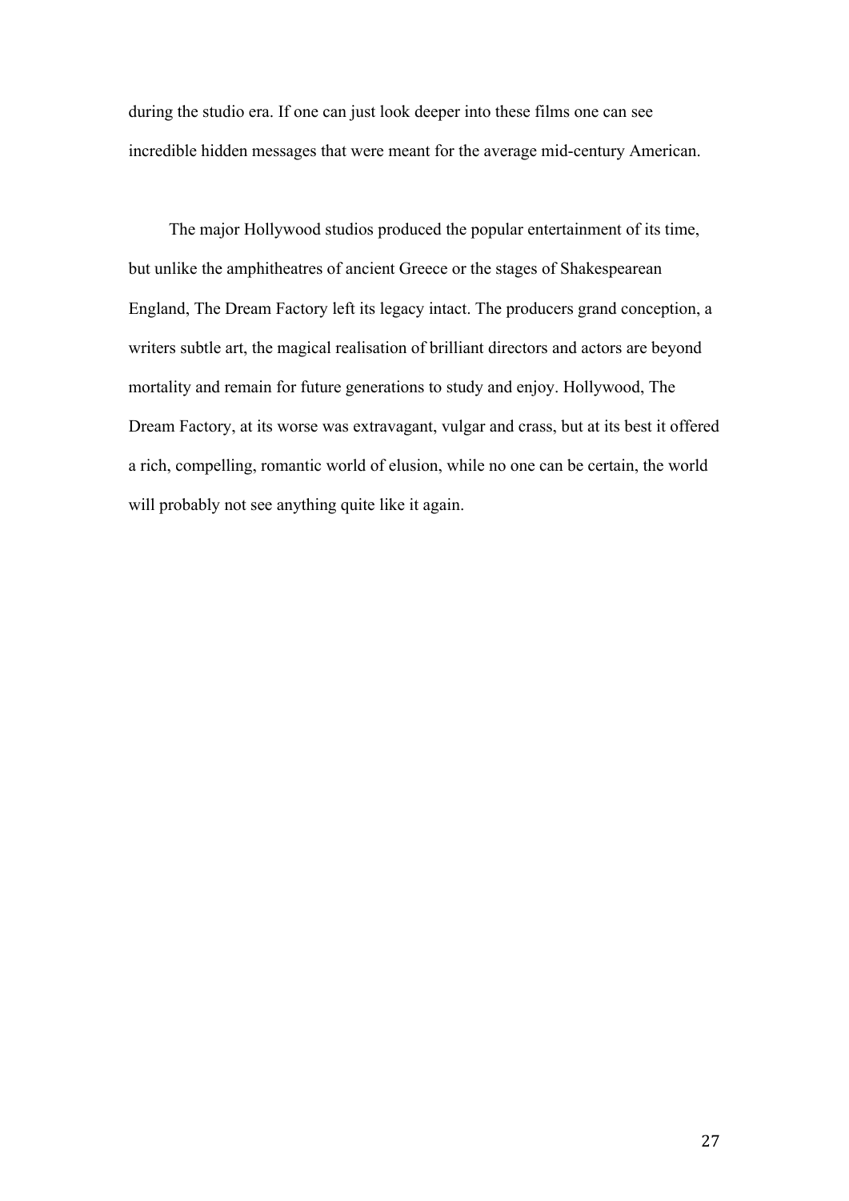during the studio era. If one can just look deeper into these films one can see incredible hidden messages that were meant for the average mid-century American.

The major Hollywood studios produced the popular entertainment of its time, but unlike the amphitheatres of ancient Greece or the stages of Shakespearean England, The Dream Factory left its legacy intact. The producers grand conception, a writers subtle art, the magical realisation of brilliant directors and actors are beyond mortality and remain for future generations to study and enjoy. Hollywood, The Dream Factory, at its worse was extravagant, vulgar and crass, but at its best it offered a rich, compelling, romantic world of elusion, while no one can be certain, the world will probably not see anything quite like it again.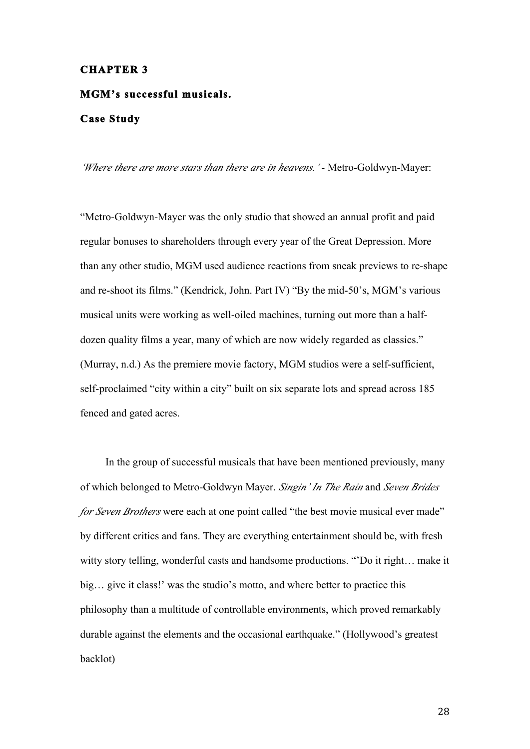# CHAPTER 3

## MGM's successful musicals.

## Case Study

*'Where there are more stars than there are in heavens.'* - Metro-Goldwyn-Mayer:

"Metro-Goldwyn-Mayer was the only studio that showed an annual profit and paid regular bonuses to shareholders through every year of the Great Depression. More than any other studio, MGM used audience reactions from sneak previews to re-shape and re-shoot its films." (Kendrick, John. Part IV) "By the mid-50's, MGM's various musical units were working as well-oiled machines, turning out more than a half-dozen quality films a year, many of which are now widely regarded as classics." (Murray, n.d.) As the premiere movie factory, MGM studios were a self-sufficient, self-proclaimed "city within a city" built on six separate lots and spread across 185 fenced and gated acres.

In the group of successful musicals that have been mentioned previously, many of which belonged to Metro-Goldwyn Mayer. *Singin' In The Rain* and *Seven Brides for Seven Brothers* were each at one point called "the best movie musical ever made" by different critics and fans. They are everything entertainment should be, with fresh witty story telling, wonderful casts and handsome productions. "'Do it right… make it big… give it class!' was the studio's motto, and where better to practice this philosophy than a multitude of controllable environments, which proved remarkably durable against the elements and the occasional earthquake." (Hollywood's greatest backlot)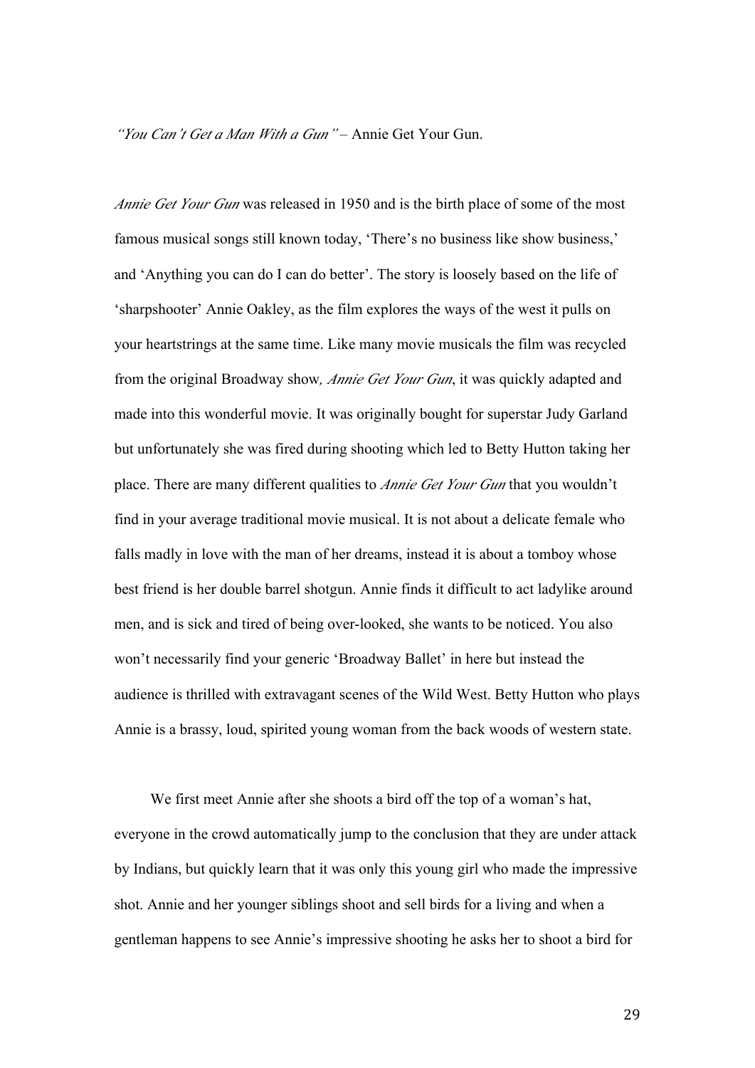*"You Can't Get a Man With a Gun"* – Annie Get Your Gun.

*Annie Get Your Gun* was released in 1950 and is the birth place of some of the most famous musical songs still known today, 'There's no business like show business,' and 'Anything you can do I can do better'. The story is loosely based on the life of 'sharpshooter' Annie Oakley, as the film explores the ways of the west it pulls on your heartstrings at the same time. Like many movie musicals the film was recycled from the original Broadway show*, Annie Get Your Gun*, it was quickly adapted and made into this wonderful movie. It was originally bought for superstar Judy Garland but unfortunately she was fired during shooting which led to Betty Hutton taking her place. There are many different qualities to *Annie Get Your Gun* that you wouldn't find in your average traditional movie musical. It is not about a delicate female who falls madly in love with the man of her dreams, instead it is about a tomboy whose best friend is her double barrel shotgun. Annie finds it difficult to act ladylike around men, and is sick and tired of being over-looked, she wants to be noticed. You also won't necessarily find your generic 'Broadway Ballet' in here but instead the audience is thrilled with extravagant scenes of the Wild West. Betty Hutton who plays Annie is a brassy, loud, spirited young woman from the back woods of western state.

We first meet Annie after she shoots a bird off the top of a woman's hat, everyone in the crowd automatically jump to the conclusion that they are under attack by Indians, but quickly learn that it was only this young girl who made the impressive shot. Annie and her younger siblings shoot and sell birds for a living and when a gentleman happens to see Annie's impressive shooting he asks her to shoot a bird for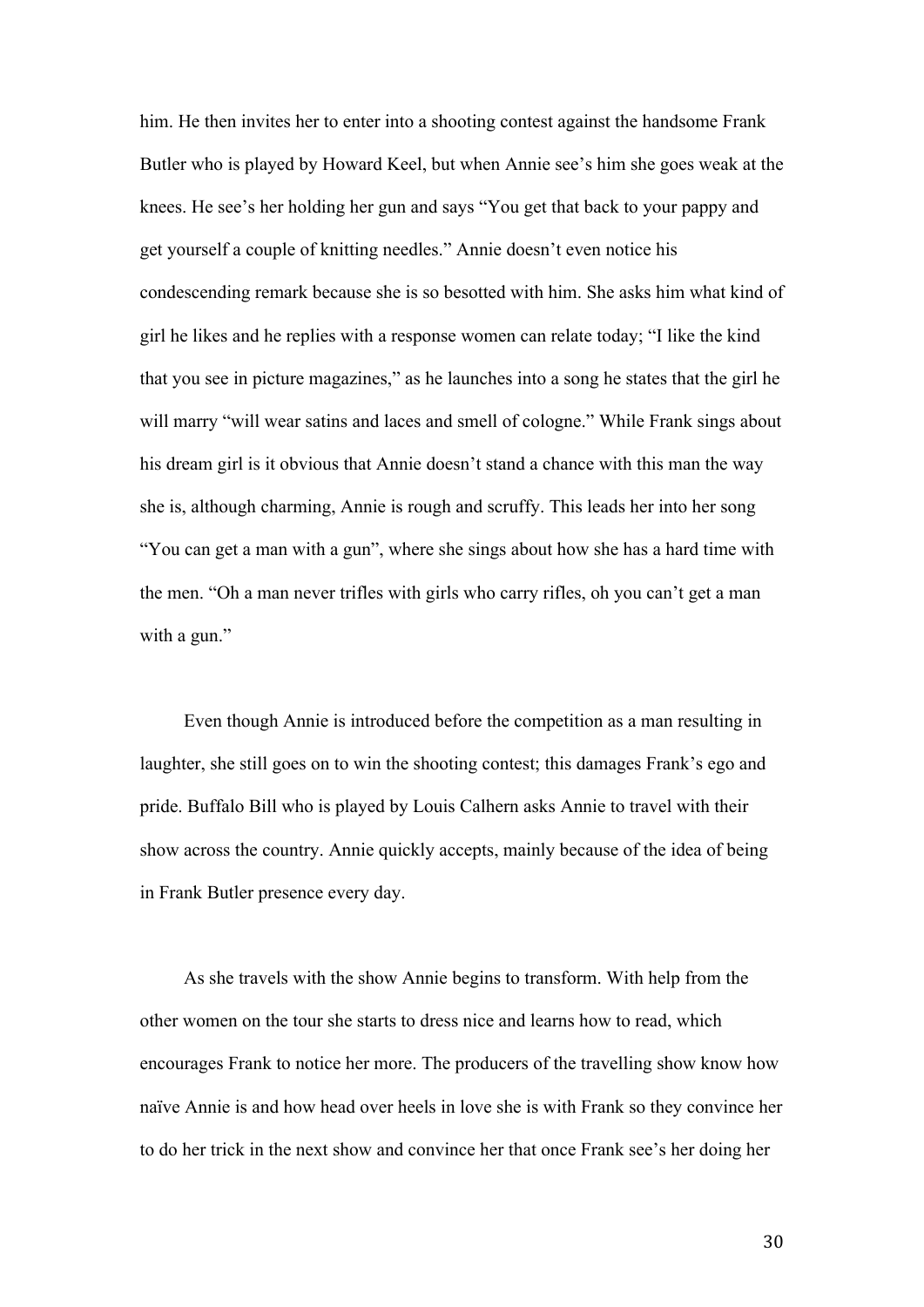him. He then invites her to enter into a shooting contest against the handsome Frank Butler who is played by Howard Keel, but when Annie see's him she goes weak at the knees. He see's her holding her gun and says "You get that back to your pappy and get yourself a couple of knitting needles." Annie doesn't even notice his condescending remark because she is so besotted with him. She asks him what kind of girl he likes and he replies with a response women can relate today; "I like the kind that you see in picture magazines," as he launches into a song he states that the girl he will marry "will wear satins and laces and smell of cologne." While Frank sings about his dream girl is it obvious that Annie doesn't stand a chance with this man the way she is, although charming, Annie is rough and scruffy. This leads her into her song "You can get a man with a gun", where she sings about how she has a hard time with the men. "Oh a man never trifles with girls who carry rifles, oh you can't get a man with a gun."

Even though Annie is introduced before the competition as a man resulting in laughter, she still goes on to win the shooting contest; this damages Frank's ego and pride. Buffalo Bill who is played by Louis Calhern asks Annie to travel with their show across the country. Annie quickly accepts, mainly because of the idea of being in Frank Butler presence every day.

As she travels with the show Annie begins to transform. With help from the other women on the tour she starts to dress nice and learns how to read, which encourages Frank to notice her more. The producers of the travelling show know how naïve Annie is and how head over heels in love she is with Frank so they convince her to do her trick in the next show and convince her that once Frank see's her doing her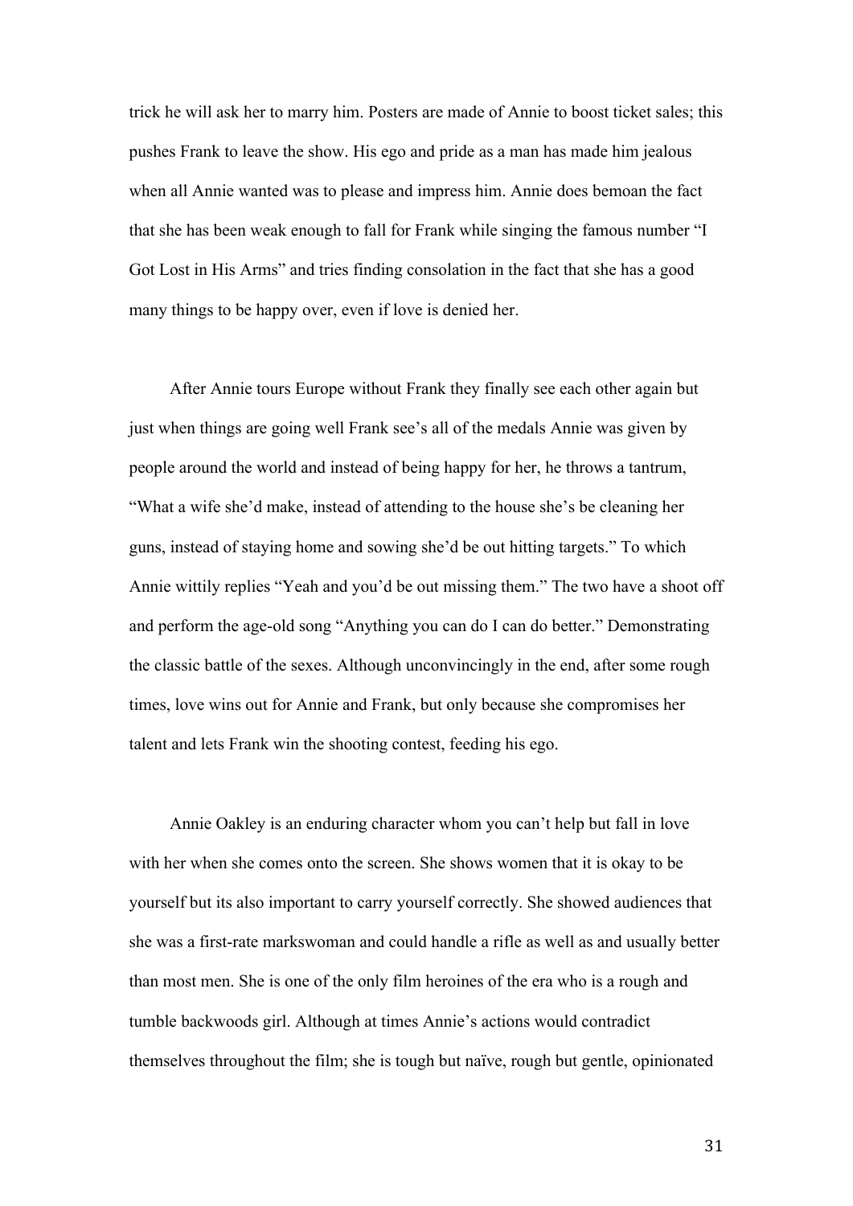trick he will ask her to marry him. Posters are made of Annie to boost ticket sales; this pushes Frank to leave the show. His ego and pride as a man has made him jealous when all Annie wanted was to please and impress him. Annie does bemoan the fact that she has been weak enough to fall for Frank while singing the famous number "I Got Lost in His Arms" and tries finding consolation in the fact that she has a good many things to be happy over, even if love is denied her.

After Annie tours Europe without Frank they finally see each other again but just when things are going well Frank see's all of the medals Annie was given by people around the world and instead of being happy for her, he throws a tantrum, "What a wife she'd make, instead of attending to the house she's be cleaning her guns, instead of staying home and sowing she'd be out hitting targets." To which Annie wittily replies "Yeah and you'd be out missing them." The two have a shoot off and perform the age-old song "Anything you can do I can do better." Demonstrating the classic battle of the sexes. Although unconvincingly in the end, after some rough times, love wins out for Annie and Frank, but only because she compromises her talent and lets Frank win the shooting contest, feeding his ego.

Annie Oakley is an enduring character whom you can't help but fall in love with her when she comes onto the screen. She shows women that it is okay to be yourself but its also important to carry yourself correctly. She showed audiences that she was a first-rate markswoman and could handle a rifle as well as and usually better than most men. She is one of the only film heroines of the era who is a rough and tumble backwoods girl. Although at times Annie's actions would contradict themselves throughout the film; she is tough but naïve, rough but gentle, opinionated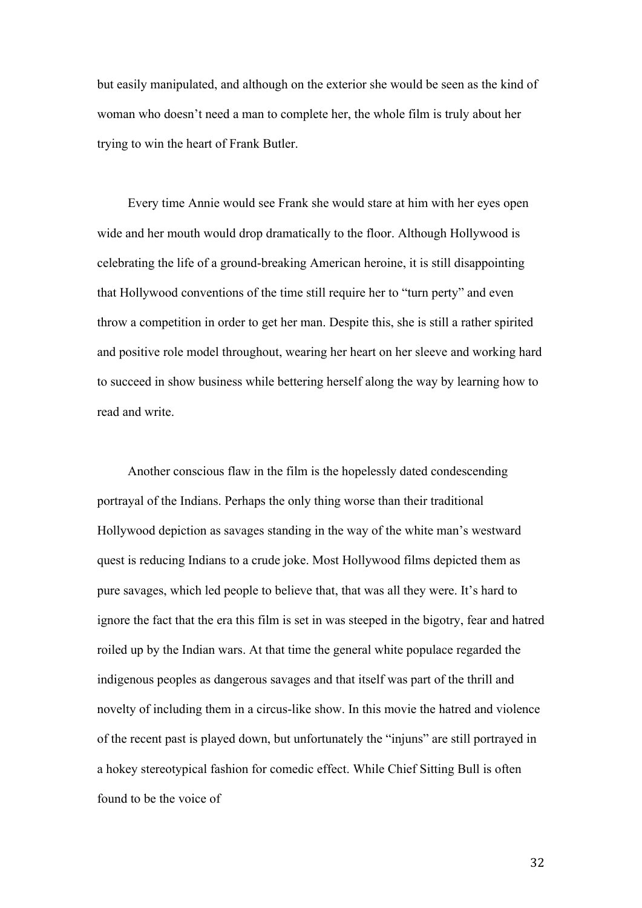but easily manipulated, and although on the exterior she would be seen as the kind of woman who doesn't need a man to complete her, the whole film is truly about her trying to win the heart of Frank Butler.

Every time Annie would see Frank she would stare at him with her eyes open wide and her mouth would drop dramatically to the floor. Although Hollywood is celebrating the life of a ground-breaking American heroine, it is still disappointing that Hollywood conventions of the time still require her to "turn perty" and even throw a competition in order to get her man. Despite this, she is still a rather spirited and positive role model throughout, wearing her heart on her sleeve and working hard to succeed in show business while bettering herself along the way by learning how to read and write.

Another conscious flaw in the film is the hopelessly dated condescending portrayal of the Indians. Perhaps the only thing worse than their traditional Hollywood depiction as savages standing in the way of the white man's westward quest is reducing Indians to a crude joke. Most Hollywood films depicted them as pure savages, which led people to believe that, that was all they were. It's hard to ignore the fact that the era this film is set in was steeped in the bigotry, fear and hatred roiled up by the Indian wars. At that time the general white populace regarded the indigenous peoples as dangerous savages and that itself was part of the thrill and novelty of including them in a circus-like show. In this movie the hatred and violence of the recent past is played down, but unfortunately the "injuns" are still portrayed in a hokey stereotypical fashion for comedic effect. While Chief Sitting Bull is often found to be the voice of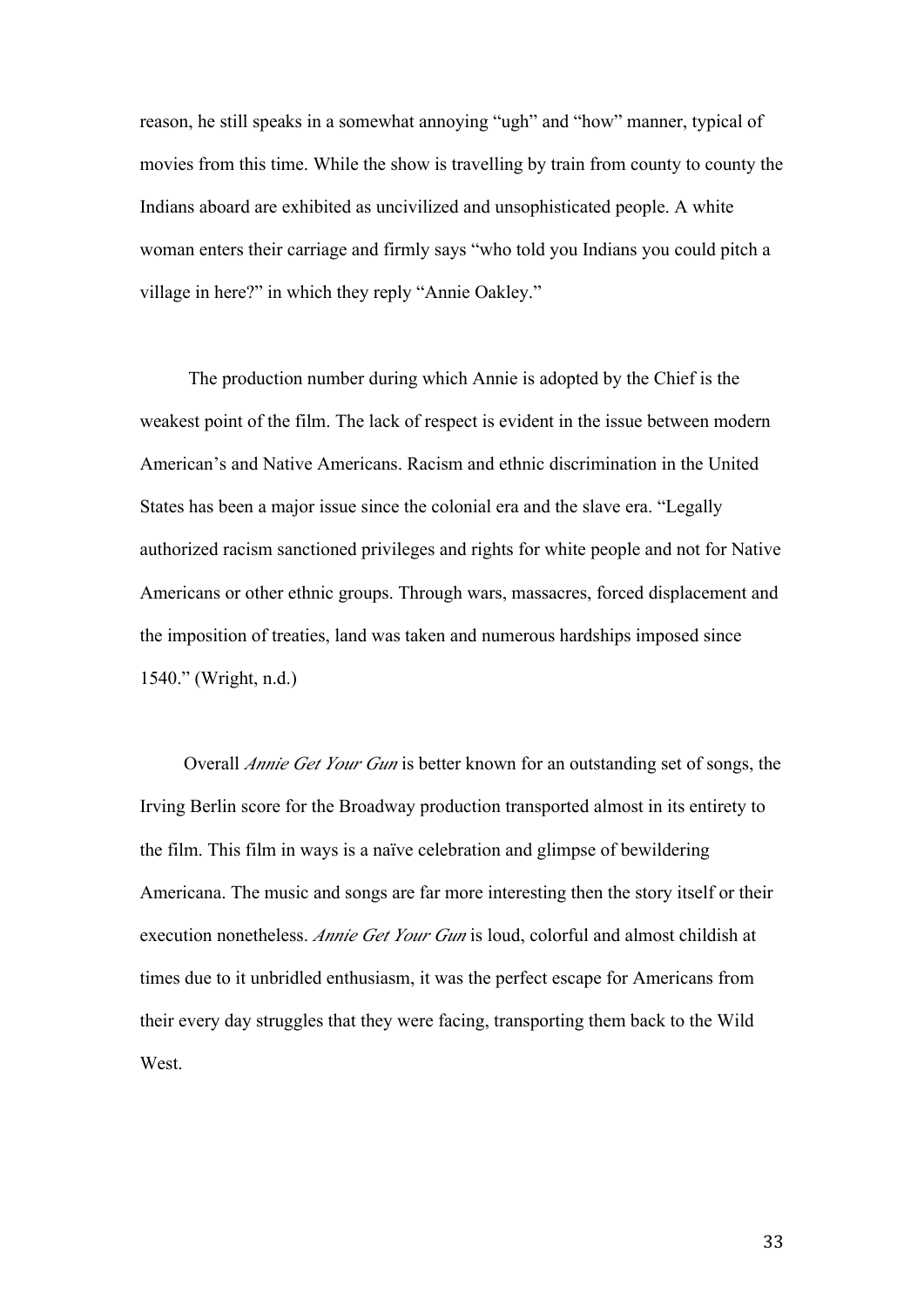reason, he still speaks in a somewhat annoying "ugh" and "how" manner, typical of movies from this time. While the show is travelling by train from county to county the Indians aboard are exhibited as uncivilized and unsophisticated people. A white woman enters their carriage and firmly says "who told you Indians you could pitch a village in here?" in which they reply "Annie Oakley."

The production number during which Annie is adopted by the Chief is the weakest point of the film. The lack of respect is evident in the issue between modern American's and Native Americans. Racism and ethnic discrimination in the United States has been a major issue since the colonial era and the slave era. "Legally authorized racism sanctioned privileges and rights for white people and not for Native Americans or other ethnic groups. Through wars, massacres, forced displacement and the imposition of treaties, land was taken and numerous hardships imposed since 1540." (Wright, n.d.)

Overall *Annie Get Your Gun* is better known for an outstanding set of songs, the Irving Berlin score for the Broadway production transported almost in its entirety to the film. This film in ways is a naïve celebration and glimpse of bewildering Americana. The music and songs are far more interesting then the story itself or their execution nonetheless. *Annie Get Your Gun* is loud, colorful and almost childish at times due to it unbridled enthusiasm, it was the perfect escape for Americans from their every day struggles that they were facing, transporting them back to the Wild West.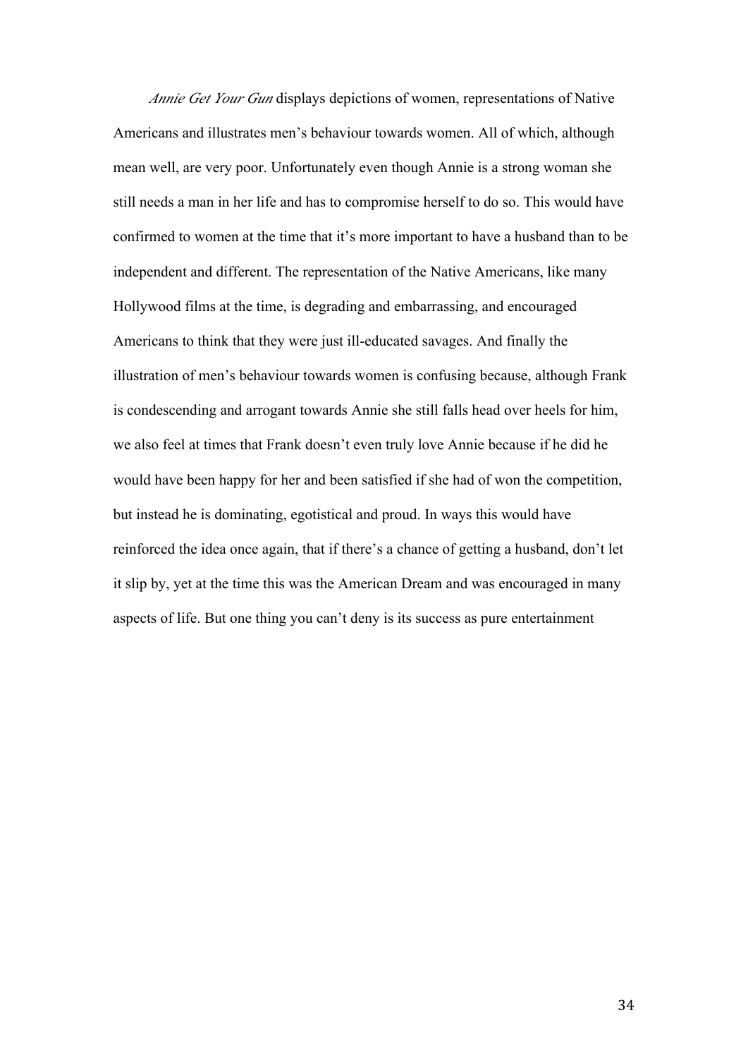*Annie Get Your Gun* displays depictions of women, representations of Native Americans and illustrates men's behaviour towards women. All of which, although mean well, are very poor. Unfortunately even though Annie is a strong woman she still needs a man in her life and has to compromise herself to do so. This would have confirmed to women at the time that it's more important to have a husband than to be independent and different. The representation of the Native Americans, like many Hollywood films at the time, is degrading and embarrassing, and encouraged Americans to think that they were just ill-educated savages. And finally the illustration of men's behaviour towards women is confusing because, although Frank is condescending and arrogant towards Annie she still falls head over heels for him, we also feel at times that Frank doesn't even truly love Annie because if he did he would have been happy for her and been satisfied if she had of won the competition, but instead he is dominating, egotistical and proud. In ways this would have reinforced the idea once again, that if there's a chance of getting a husband, don't let it slip by, yet at the time this was the American Dream and was encouraged in many aspects of life. But one thing you can't deny is its success as pure entertainment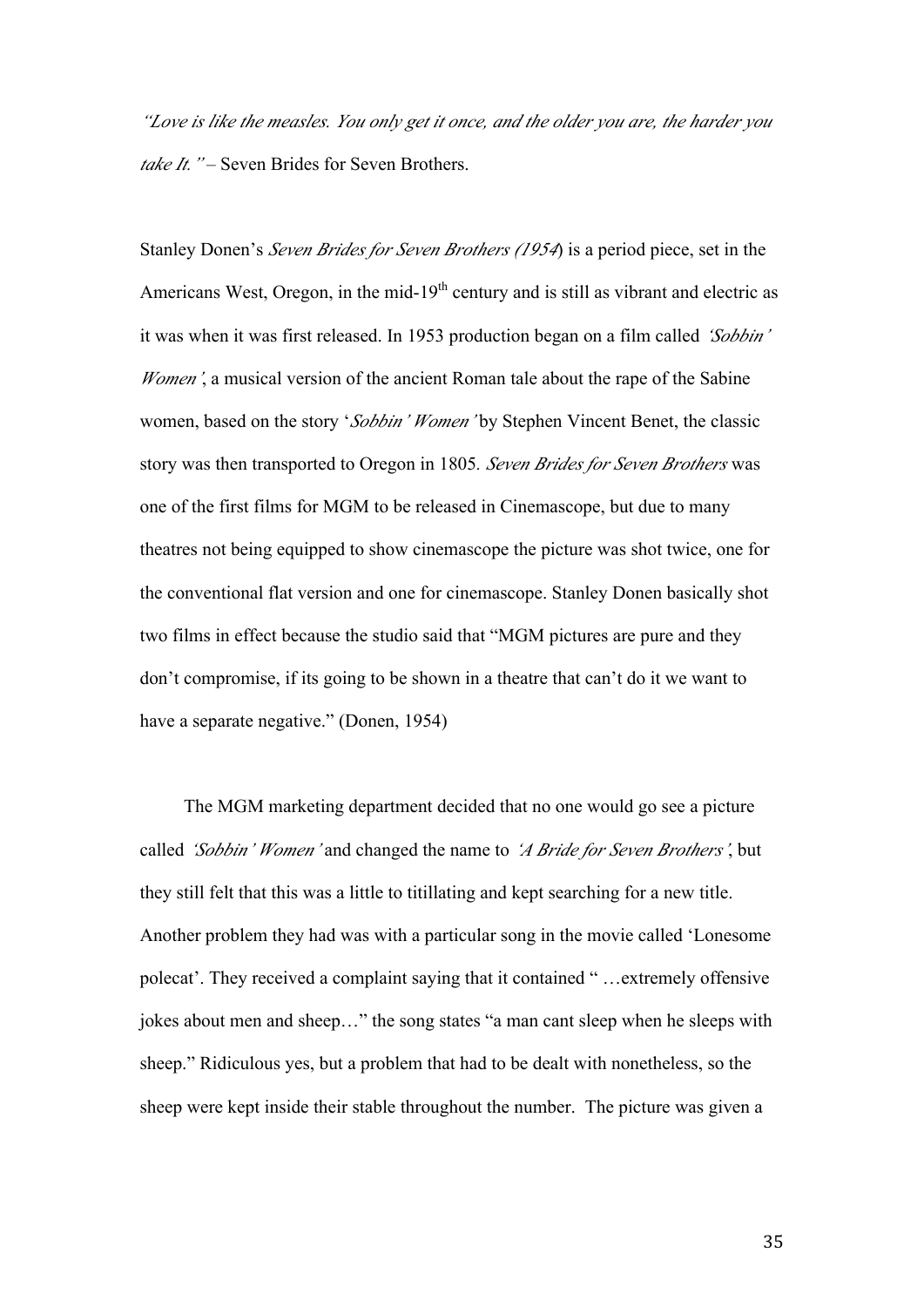*"Love is like the measles. You only get it once, and the older you are, the harder you take It."* – Seven Brides for Seven Brothers.

Stanley Donen's *Seven Brides for Seven Brothers (1954*) is a period piece, set in the Americans West, Oregon, in the mid-19th century and is still as vibrant and electric as it was when it was first released. In 1953 production began on a film called *'Sobbin' Women'*, a musical version of the ancient Roman tale about the rape of the Sabine women, based on the story '*Sobbin' Women'* by Stephen Vincent Benet, the classic story was then transported to Oregon in 1805. *Seven Brides for Seven Brothers* was one of the first films for MGM to be released in Cinemascope, but due to many theatres not being equipped to show cinemascope the picture was shot twice, one for the conventional flat version and one for cinemascope. Stanley Donen basically shot two films in effect because the studio said that "MGM pictures are pure and they don't compromise, if its going to be shown in a theatre that can't do it we want to have a separate negative." (Donen, 1954)

The MGM marketing department decided that no one would go see a picture called *'Sobbin' Women'* and changed the name to *'A Bride for Seven Brothers'*, but they still felt that this was a little to titillating and kept searching for a new title. Another problem they had was with a particular song in the movie called 'Lonesome polecat'. They received a complaint saying that it contained " …extremely offensive jokes about men and sheep…" the song states "a man cant sleep when he sleeps with sheep." Ridiculous yes, but a problem that had to be dealt with nonetheless, so the sheep were kept inside their stable throughout the number. The picture was given a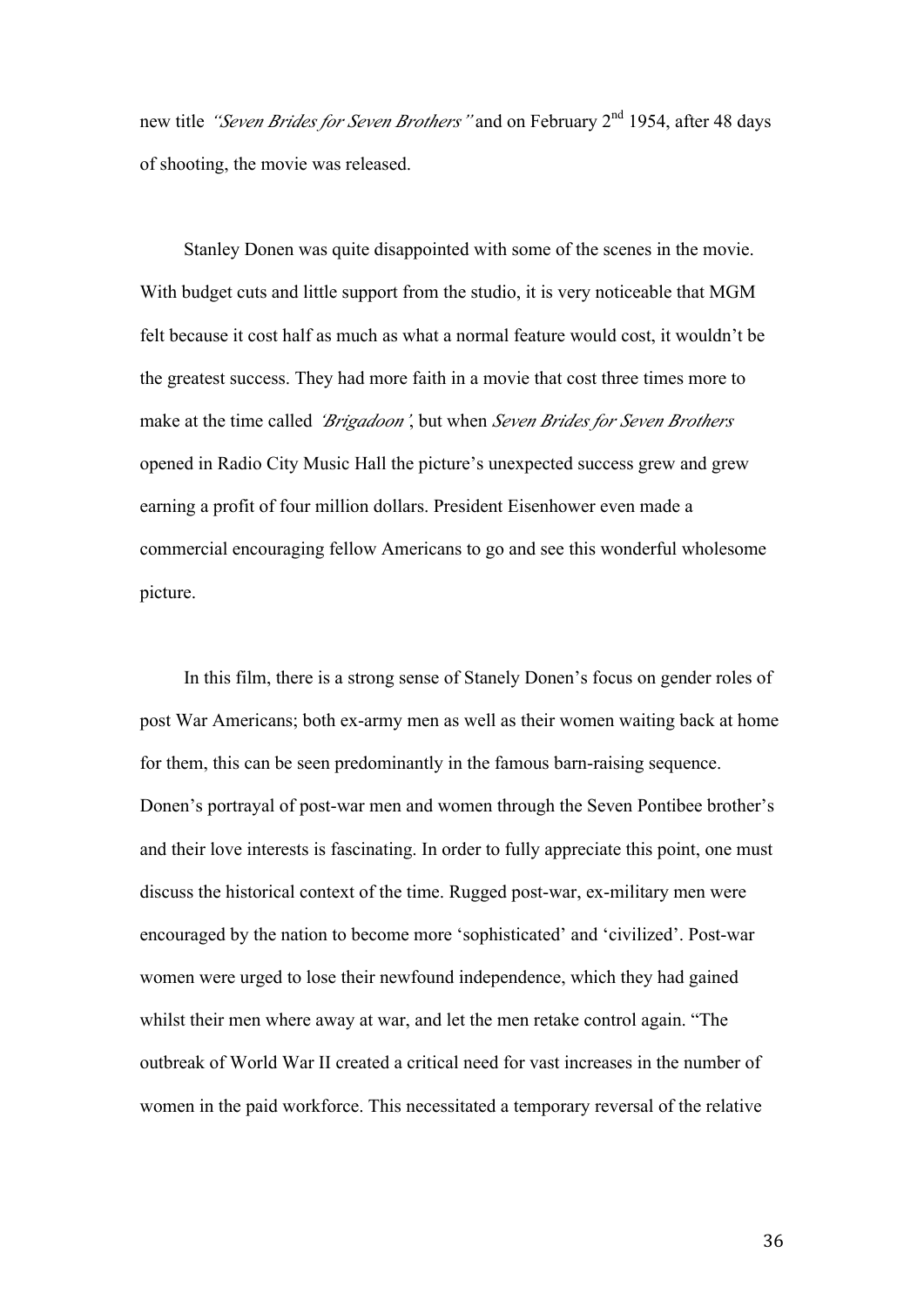new title *"Seven Brides for Seven Brothers"* and on February 2nd 1954, after 48 days of shooting, the movie was released.

Stanley Donen was quite disappointed with some of the scenes in the movie. With budget cuts and little support from the studio, it is very noticeable that MGM felt because it cost half as much as what a normal feature would cost, it wouldn't be the greatest success. They had more faith in a movie that cost three times more to make at the time called *'Brigadoon'*, but when *Seven Brides for Seven Brothers* opened in Radio City Music Hall the picture's unexpected success grew and grew earning a profit of four million dollars. President Eisenhower even made a commercial encouraging fellow Americans to go and see this wonderful wholesome picture.

In this film, there is a strong sense of Stanely Donen's focus on gender roles of post War Americans; both ex-army men as well as their women waiting back at home for them, this can be seen predominantly in the famous barn-raising sequence. Donen's portrayal of post-war men and women through the Seven Pontibee brother's and their love interests is fascinating. In order to fully appreciate this point, one must discuss the historical context of the time. Rugged post-war, ex-military men were encouraged by the nation to become more 'sophisticated' and 'civilized'. Post-war women were urged to lose their newfound independence, which they had gained whilst their men where away at war, and let the men retake control again. "The outbreak of World War II created a critical need for vast increases in the number of women in the paid workforce. This necessitated a temporary reversal of the relative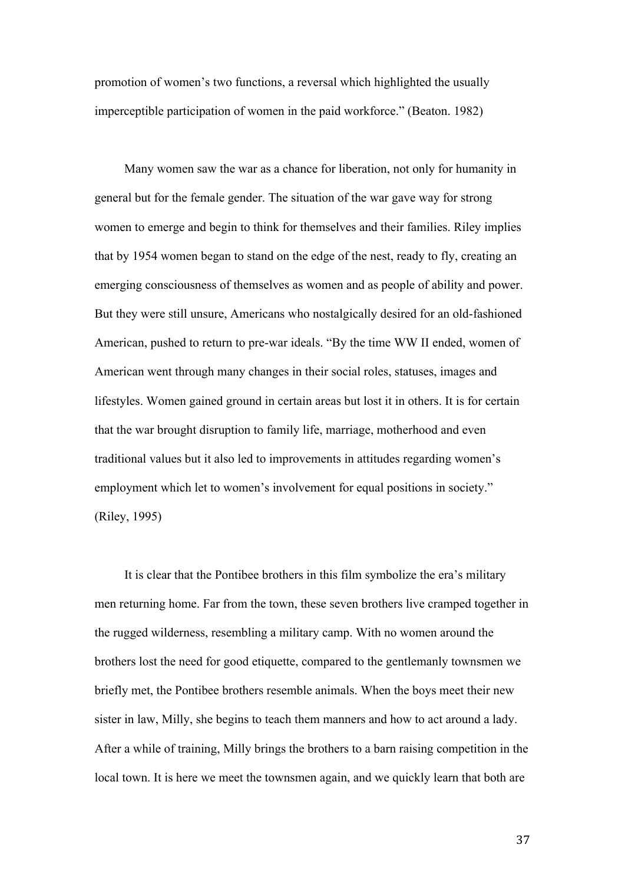promotion of women's two functions, a reversal which highlighted the usually imperceptible participation of women in the paid workforce." (Beaton. 1982)

Many women saw the war as a chance for liberation, not only for humanity in general but for the female gender. The situation of the war gave way for strong women to emerge and begin to think for themselves and their families. Riley implies that by 1954 women began to stand on the edge of the nest, ready to fly, creating an emerging consciousness of themselves as women and as people of ability and power. But they were still unsure, Americans who nostalgically desired for an old-fashioned American, pushed to return to pre-war ideals. "By the time WW II ended, women of American went through many changes in their social roles, statuses, images and lifestyles. Women gained ground in certain areas but lost it in others. It is for certain that the war brought disruption to family life, marriage, motherhood and even traditional values but it also led to improvements in attitudes regarding women's employment which let to women's involvement for equal positions in society." (Riley, 1995)

It is clear that the Pontibee brothers in this film symbolize the era's military men returning home. Far from the town, these seven brothers live cramped together in the rugged wilderness, resembling a military camp. With no women around the brothers lost the need for good etiquette, compared to the gentlemanly townsmen we briefly met, the Pontibee brothers resemble animals. When the boys meet their new sister in law, Milly, she begins to teach them manners and how to act around a lady. After a while of training, Milly brings the brothers to a barn raising competition in the local town. It is here we meet the townsmen again, and we quickly learn that both are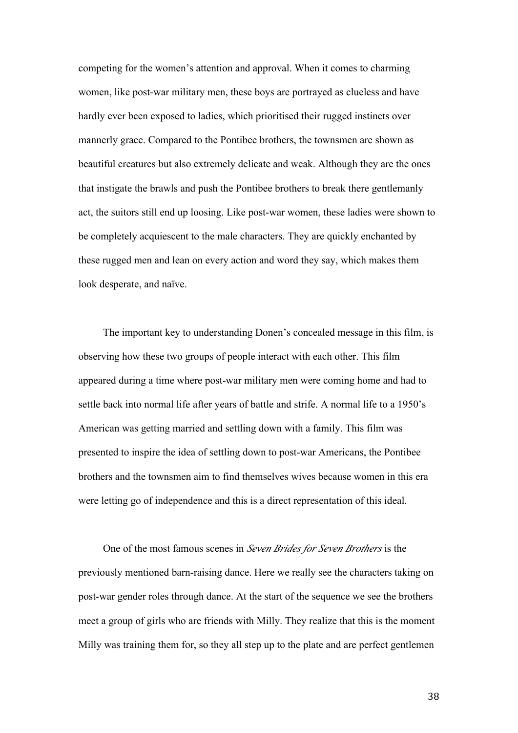competing for the women's attention and approval. When it comes to charming women, like post-war military men, these boys are portrayed as clueless and have hardly ever been exposed to ladies, which prioritised their rugged instincts over mannerly grace. Compared to the Pontibee brothers, the townsmen are shown as beautiful creatures but also extremely delicate and weak. Although they are the ones that instigate the brawls and push the Pontibee brothers to break there gentlemanly act, the suitors still end up loosing. Like post-war women, these ladies were shown to be completely acquiescent to the male characters. They are quickly enchanted by these rugged men and lean on every action and word they say, which makes them look desperate, and naïve.

The important key to understanding Donen's concealed message in this film, is observing how these two groups of people interact with each other. This film appeared during a time where post-war military men were coming home and had to settle back into normal life after years of battle and strife. A normal life to a 1950's American was getting married and settling down with a family. This film was presented to inspire the idea of settling down to post-war Americans, the Pontibee brothers and the townsmen aim to find themselves wives because women in this era were letting go of independence and this is a direct representation of this ideal.

One of the most famous scenes in *Seven Brides for Seven Brothers* is the previously mentioned barn-raising dance. Here we really see the characters taking on post-war gender roles through dance. At the start of the sequence we see the brothers meet a group of girls who are friends with Milly. They realize that this is the moment Milly was training them for, so they all step up to the plate and are perfect gentlemen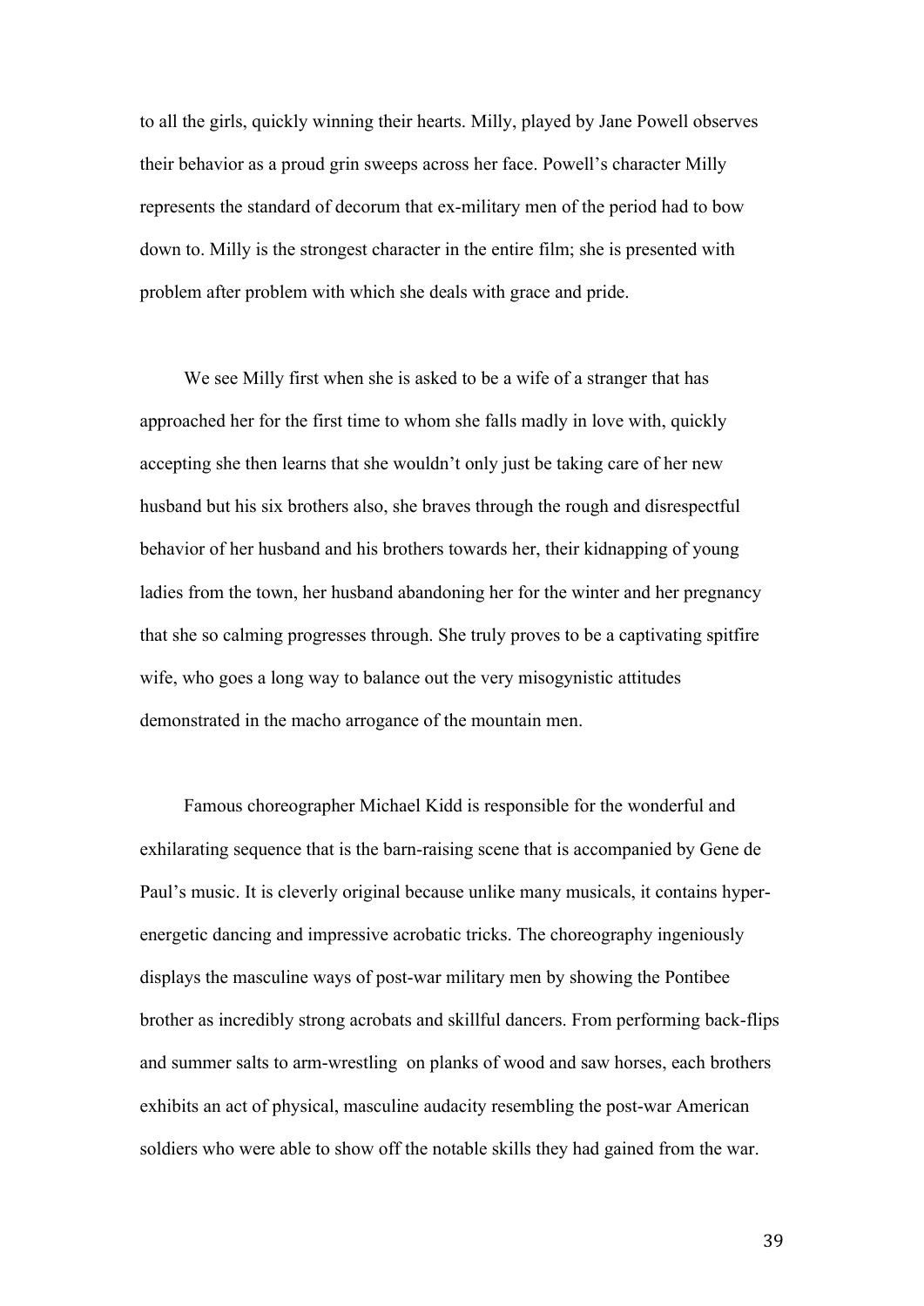to all the girls, quickly winning their hearts. Milly, played by Jane Powell observes their behavior as a proud grin sweeps across her face. Powell's character Milly represents the standard of decorum that ex-military men of the period had to bow down to. Milly is the strongest character in the entire film; she is presented with problem after problem with which she deals with grace and pride.

We see Milly first when she is asked to be a wife of a stranger that has approached her for the first time to whom she falls madly in love with, quickly accepting she then learns that she wouldn't only just be taking care of her new husband but his six brothers also, she braves through the rough and disrespectful behavior of her husband and his brothers towards her, their kidnapping of young ladies from the town, her husband abandoning her for the winter and her pregnancy that she so calming progresses through. She truly proves to be a captivating spitfire wife, who goes a long way to balance out the very misogynistic attitudes demonstrated in the macho arrogance of the mountain men.

Famous choreographer Michael Kidd is responsible for the wonderful and exhilarating sequence that is the barn-raising scene that is accompanied by Gene de Paul's music. It is cleverly original because unlike many musicals, it contains hyper-energetic dancing and impressive acrobatic tricks. The choreography ingeniously displays the masculine ways of post-war military men by showing the Pontibee brother as incredibly strong acrobats and skillful dancers. From performing back-flips and summer salts to arm-wrestling on planks of wood and saw horses, each brothers exhibits an act of physical, masculine audacity resembling the post-war American soldiers who were able to show off the notable skills they had gained from the war.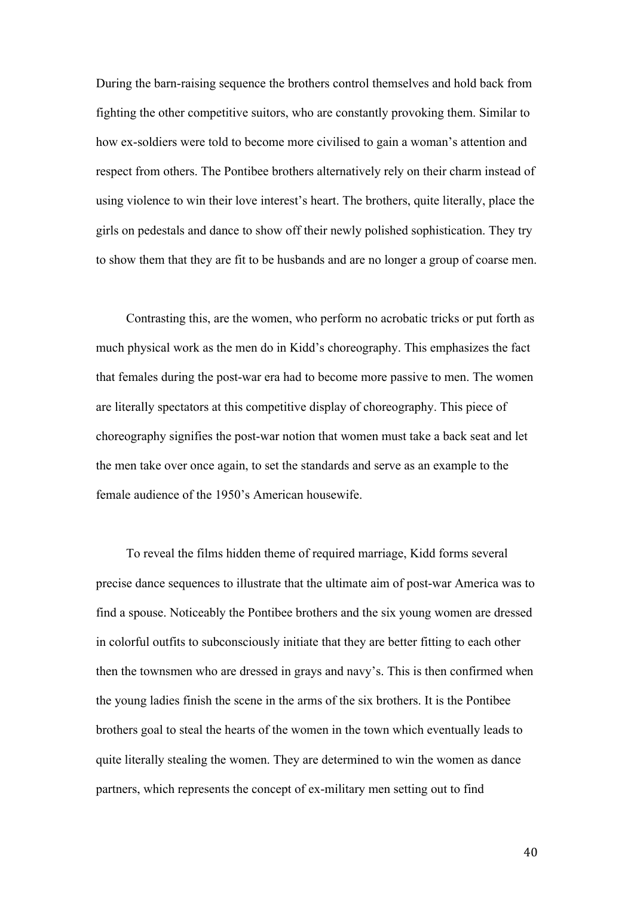During the barn-raising sequence the brothers control themselves and hold back from fighting the other competitive suitors, who are constantly provoking them. Similar to how ex-soldiers were told to become more civilised to gain a woman's attention and respect from others. The Pontibee brothers alternatively rely on their charm instead of using violence to win their love interest's heart. The brothers, quite literally, place the girls on pedestals and dance to show off their newly polished sophistication. They try to show them that they are fit to be husbands and are no longer a group of coarse men.

Contrasting this, are the women, who perform no acrobatic tricks or put forth as much physical work as the men do in Kidd's choreography. This emphasizes the fact that females during the post-war era had to become more passive to men. The women are literally spectators at this competitive display of choreography. This piece of choreography signifies the post-war notion that women must take a back seat and let the men take over once again, to set the standards and serve as an example to the female audience of the 1950's American housewife.

To reveal the films hidden theme of required marriage, Kidd forms several precise dance sequences to illustrate that the ultimate aim of post-war America was to find a spouse. Noticeably the Pontibee brothers and the six young women are dressed in colorful outfits to subconsciously initiate that they are better fitting to each other then the townsmen who are dressed in grays and navy's. This is then confirmed when the young ladies finish the scene in the arms of the six brothers. It is the Pontibee brothers goal to steal the hearts of the women in the town which eventually leads to quite literally stealing the women. They are determined to win the women as dance partners, which represents the concept of ex-military men setting out to find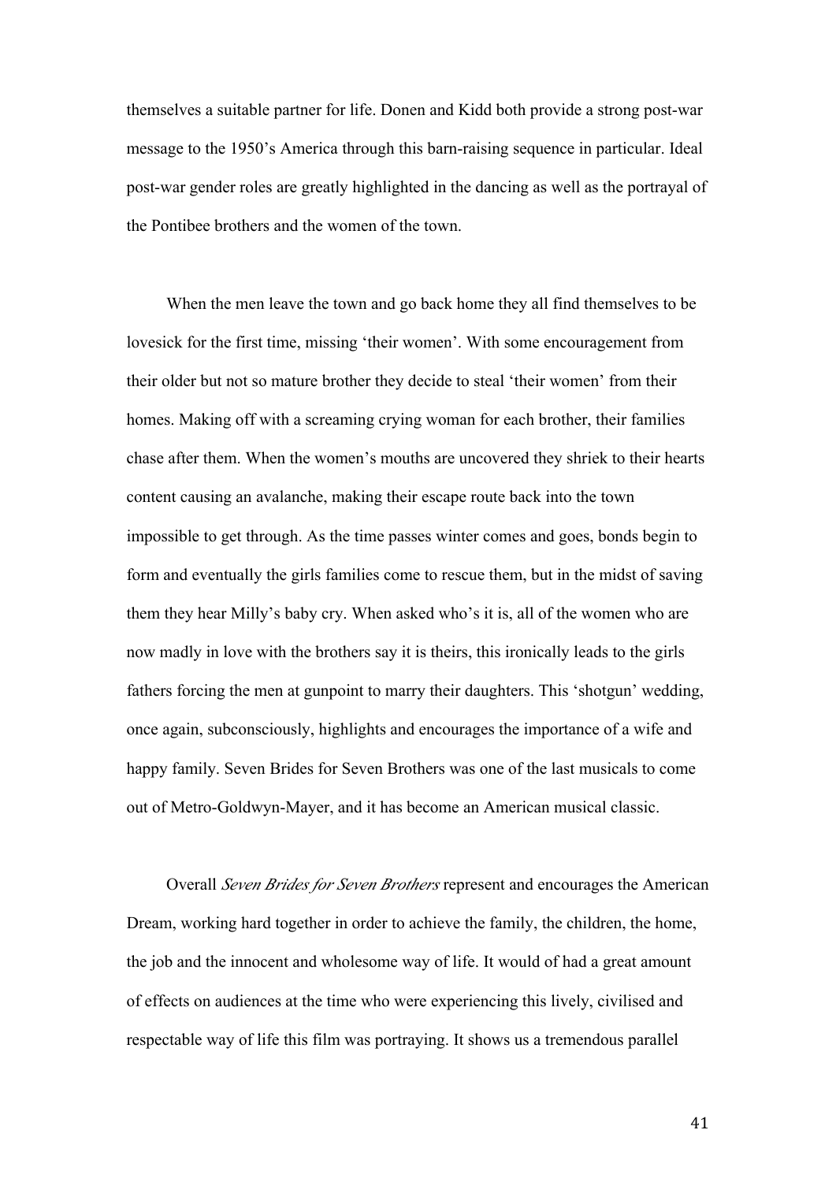themselves a suitable partner for life. Donen and Kidd both provide a strong post-war message to the 1950's America through this barn-raising sequence in particular. Ideal post-war gender roles are greatly highlighted in the dancing as well as the portrayal of the Pontibee brothers and the women of the town.

When the men leave the town and go back home they all find themselves to be lovesick for the first time, missing 'their women'. With some encouragement from their older but not so mature brother they decide to steal 'their women' from their homes. Making off with a screaming crying woman for each brother, their families chase after them. When the women's mouths are uncovered they shriek to their hearts content causing an avalanche, making their escape route back into the town impossible to get through. As the time passes winter comes and goes, bonds begin to form and eventually the girls families come to rescue them, but in the midst of saving them they hear Milly's baby cry. When asked who's it is, all of the women who are now madly in love with the brothers say it is theirs, this ironically leads to the girls fathers forcing the men at gunpoint to marry their daughters. This 'shotgun' wedding, once again, subconsciously, highlights and encourages the importance of a wife and happy family. Seven Brides for Seven Brothers was one of the last musicals to come out of Metro-Goldwyn-Mayer, and it has become an American musical classic.

Overall *Seven Brides for Seven Brothers* represent and encourages the American Dream, working hard together in order to achieve the family, the children, the home, the job and the innocent and wholesome way of life. It would of had a great amount of effects on audiences at the time who were experiencing this lively, civilised and respectable way of life this film was portraying. It shows us a tremendous parallel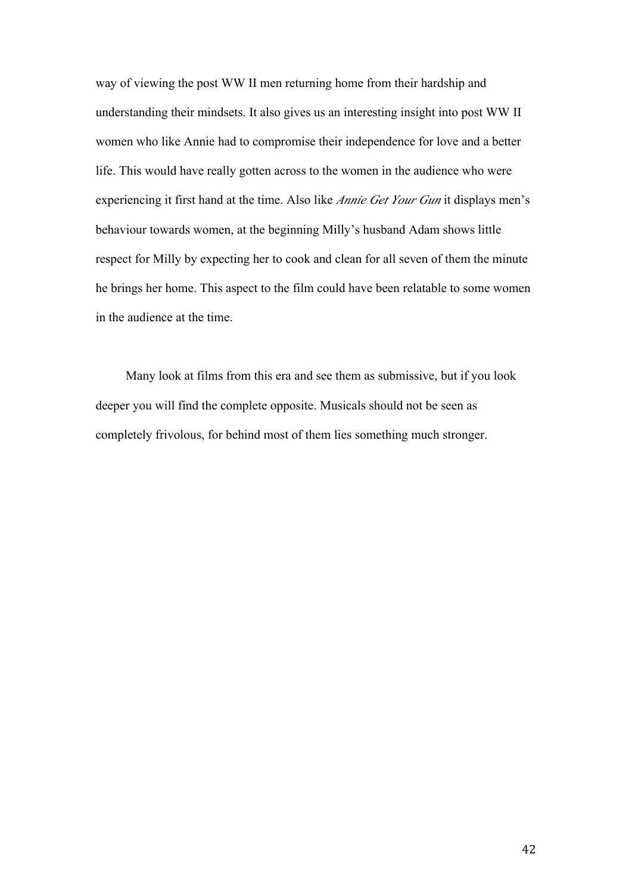way of viewing the post WW II men returning home from their hardship and understanding their mindsets. It also gives us an interesting insight into post WW II women who like Annie had to compromise their independence for love and a better life. This would have really gotten across to the women in the audience who were experiencing it first hand at the time. Also like *Annie Get Your Gun* it displays men's behaviour towards women, at the beginning Milly's husband Adam shows little respect for Milly by expecting her to cook and clean for all seven of them the minute he brings her home. This aspect to the film could have been relatable to some women in the audience at the time.

Many look at films from this era and see them as submissive, but if you look deeper you will find the complete opposite. Musicals should not be seen as completely frivolous, for behind most of them lies something much stronger.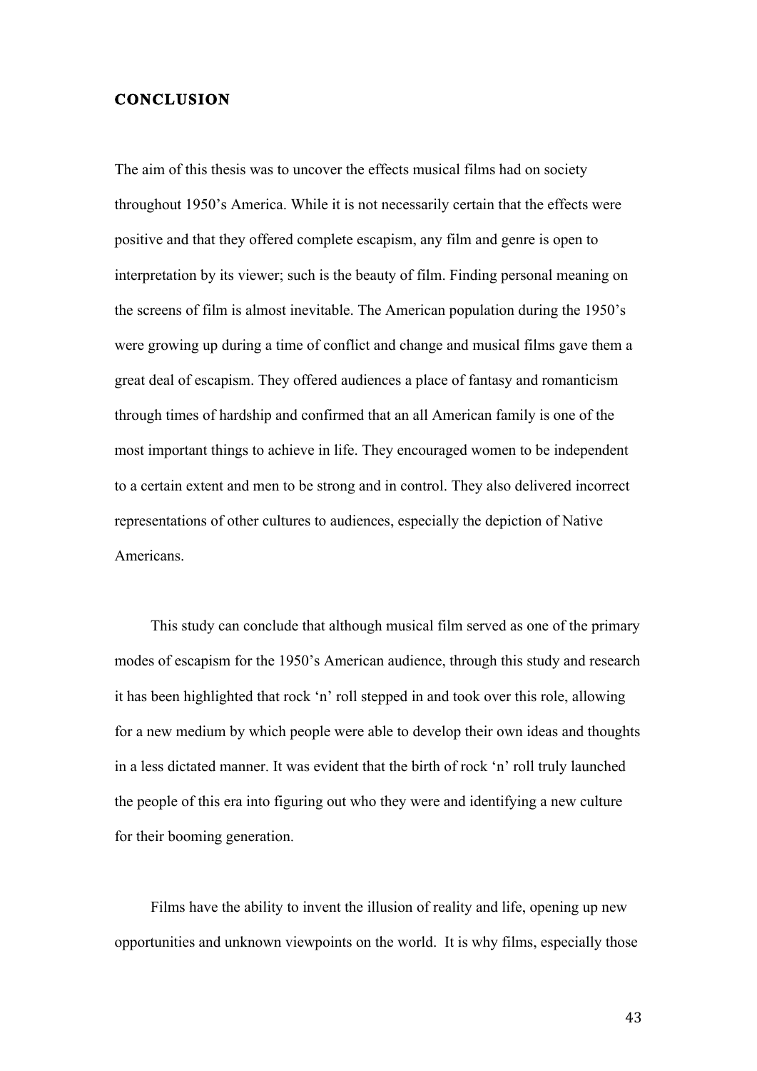# CONCLUSION

The aim of this thesis was to uncover the effects musical films had on society throughout 1950's America. While it is not necessarily certain that the effects were positive and that they offered complete escapism, any film and genre is open to interpretation by its viewer; such is the beauty of film. Finding personal meaning on the screens of film is almost inevitable. The American population during the 1950's were growing up during a time of conflict and change and musical films gave them a great deal of escapism. They offered audiences a place of fantasy and romanticism through times of hardship and confirmed that an all American family is one of the most important things to achieve in life. They encouraged women to be independent to a certain extent and men to be strong and in control. They also delivered incorrect representations of other cultures to audiences, especially the depiction of Native Americans.

This study can conclude that although musical film served as one of the primary modes of escapism for the 1950's American audience, through this study and research it has been highlighted that rock 'n' roll stepped in and took over this role, allowing for a new medium by which people were able to develop their own ideas and thoughts in a less dictated manner. It was evident that the birth of rock 'n' roll truly launched the people of this era into figuring out who they were and identifying a new culture for their booming generation.

Films have the ability to invent the illusion of reality and life, opening up new opportunities and unknown viewpoints on the world. It is why films, especially those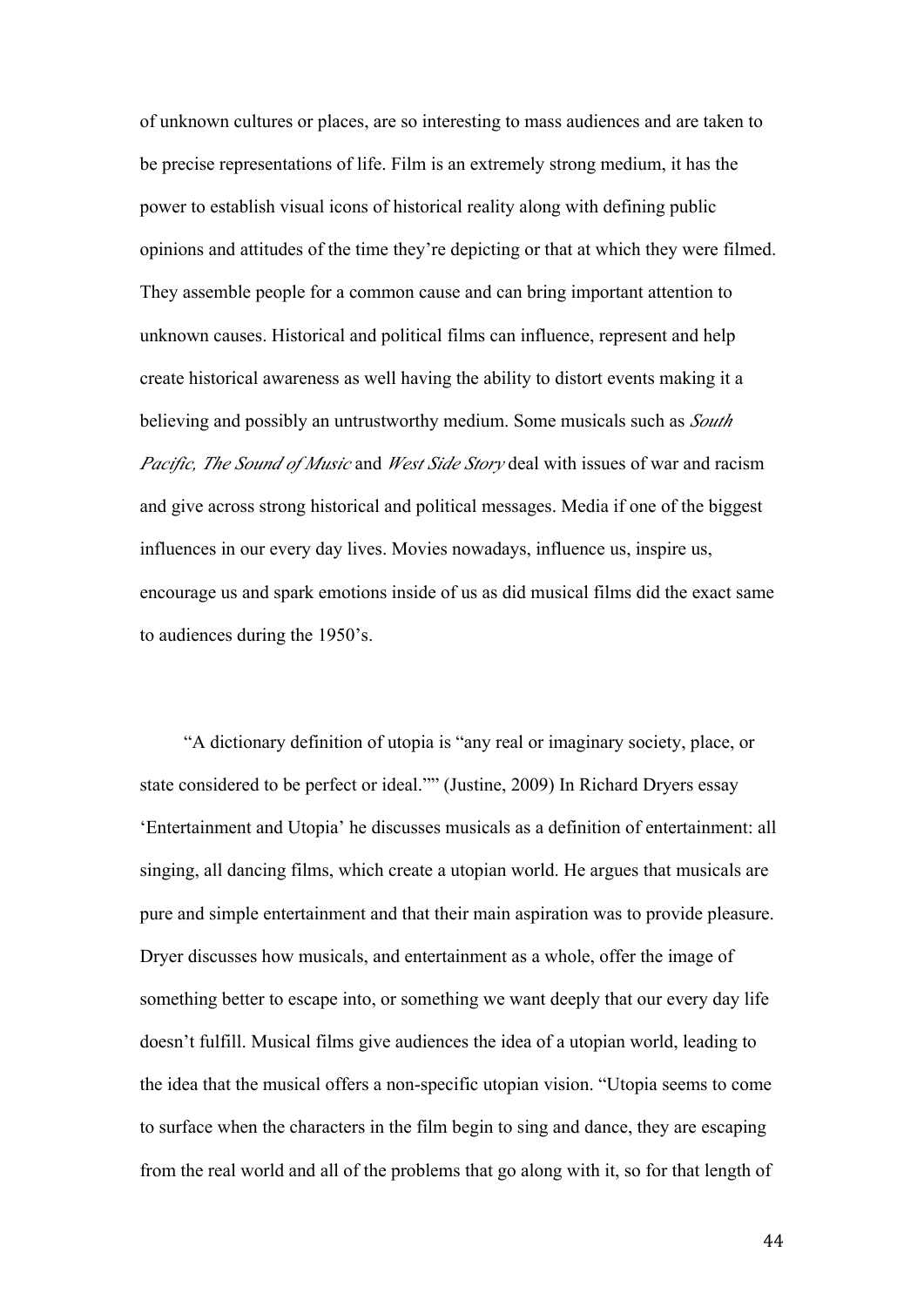of unknown cultures or places, are so interesting to mass audiences and are taken to be precise representations of life. Film is an extremely strong medium, it has the power to establish visual icons of historical reality along with defining public opinions and attitudes of the time they're depicting or that at which they were filmed. They assemble people for a common cause and can bring important attention to unknown causes. Historical and political films can influence, represent and help create historical awareness as well having the ability to distort events making it a believing and possibly an untrustworthy medium. Some musicals such as *South Pacific, The Sound of Music* and *West Side Story* deal with issues of war and racism and give across strong historical and political messages. Media if one of the biggest influences in our every day lives. Movies nowadays, influence us, inspire us, encourage us and spark emotions inside of us as did musical films did the exact same to audiences during the 1950's.

"A dictionary definition of utopia is "any real or imaginary society, place, or state considered to be perfect or ideal."" (Justine, 2009) In Richard Dryers essay 'Entertainment and Utopia' he discusses musicals as a definition of entertainment: all singing, all dancing films, which create a utopian world. He argues that musicals are pure and simple entertainment and that their main aspiration was to provide pleasure. Dryer discusses how musicals, and entertainment as a whole, offer the image of something better to escape into, or something we want deeply that our every day life doesn't fulfill. Musical films give audiences the idea of a utopian world, leading to the idea that the musical offers a non-specific utopian vision. "Utopia seems to come to surface when the characters in the film begin to sing and dance, they are escaping from the real world and all of the problems that go along with it, so for that length of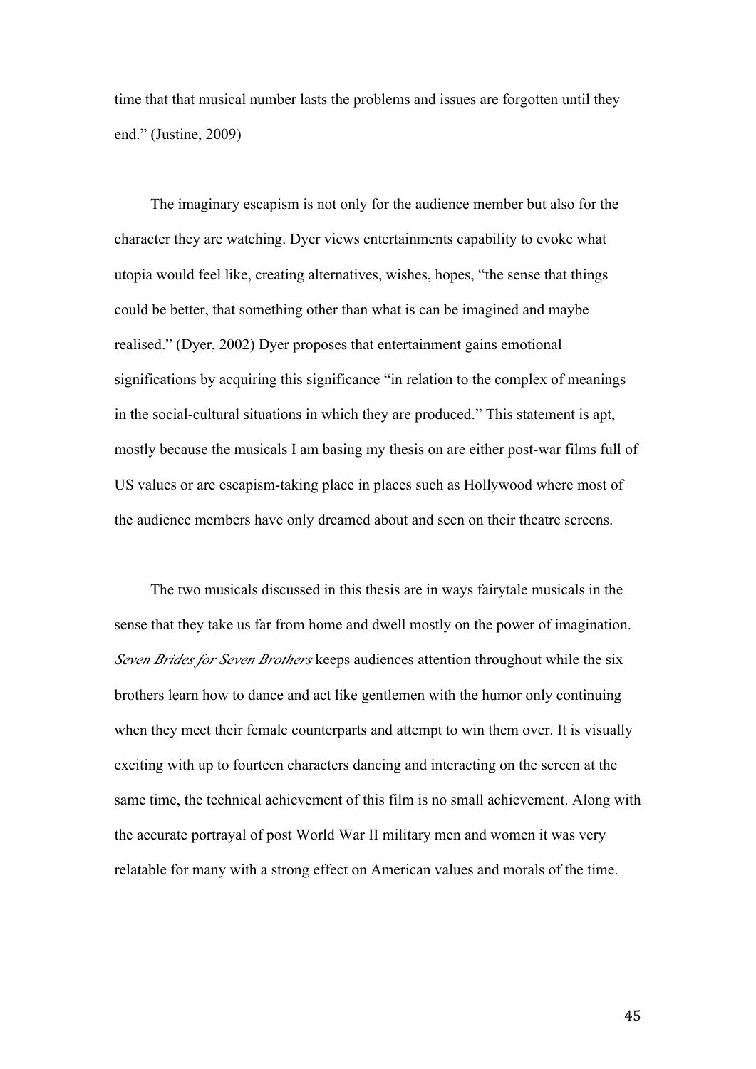time that that musical number lasts the problems and issues are forgotten until they end." (Justine, 2009)

The imaginary escapism is not only for the audience member but also for the character they are watching. Dyer views entertainments capability to evoke what utopia would feel like, creating alternatives, wishes, hopes, "the sense that things could be better, that something other than what is can be imagined and maybe realised." (Dyer, 2002) Dyer proposes that entertainment gains emotional significations by acquiring this significance "in relation to the complex of meanings in the social-cultural situations in which they are produced." This statement is apt, mostly because the musicals I am basing my thesis on are either post-war films full of US values or are escapism-taking place in places such as Hollywood where most of the audience members have only dreamed about and seen on their theatre screens.

The two musicals discussed in this thesis are in ways fairytale musicals in the sense that they take us far from home and dwell mostly on the power of imagination. *Seven Brides for Seven Brothers* keeps audiences attention throughout while the six brothers learn how to dance and act like gentlemen with the humor only continuing when they meet their female counterparts and attempt to win them over. It is visually exciting with up to fourteen characters dancing and interacting on the screen at the same time, the technical achievement of this film is no small achievement. Along with the accurate portrayal of post World War II military men and women it was very relatable for many with a strong effect on American values and morals of the time.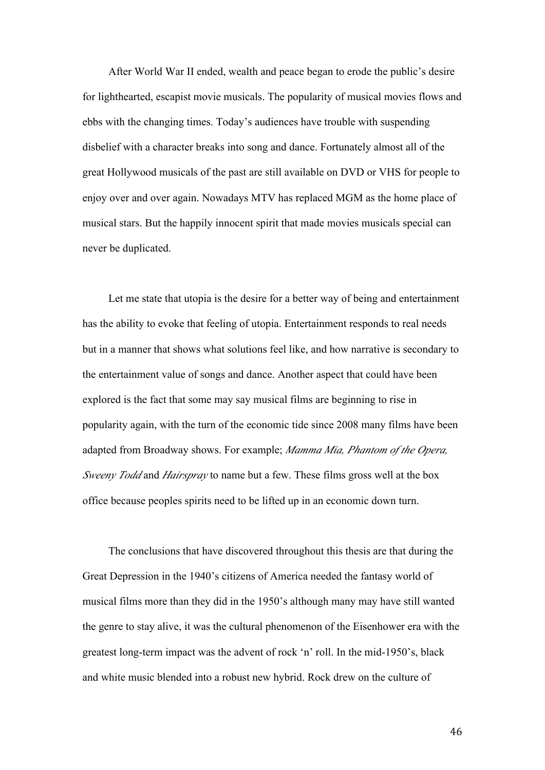After World War II ended, wealth and peace began to erode the public's desire for lighthearted, escapist movie musicals. The popularity of musical movies flows and ebbs with the changing times. Today's audiences have trouble with suspending disbelief with a character breaks into song and dance. Fortunately almost all of the great Hollywood musicals of the past are still available on DVD or VHS for people to enjoy over and over again. Nowadays MTV has replaced MGM as the home place of musical stars. But the happily innocent spirit that made movies musicals special can never be duplicated.

Let me state that utopia is the desire for a better way of being and entertainment has the ability to evoke that feeling of utopia. Entertainment responds to real needs but in a manner that shows what solutions feel like, and how narrative is secondary to the entertainment value of songs and dance. Another aspect that could have been explored is the fact that some may say musical films are beginning to rise in popularity again, with the turn of the economic tide since 2008 many films have been adapted from Broadway shows. For example; *Mamma Mia, Phantom of the Opera, Sweeny Todd* and *Hairspray* to name but a few. These films gross well at the box office because peoples spirits need to be lifted up in an economic down turn.

The conclusions that have discovered throughout this thesis are that during the Great Depression in the 1940's citizens of America needed the fantasy world of musical films more than they did in the 1950's although many may have still wanted the genre to stay alive, it was the cultural phenomenon of the Eisenhower era with the greatest long-term impact was the advent of rock 'n' roll. In the mid-1950's, black and white music blended into a robust new hybrid. Rock drew on the culture of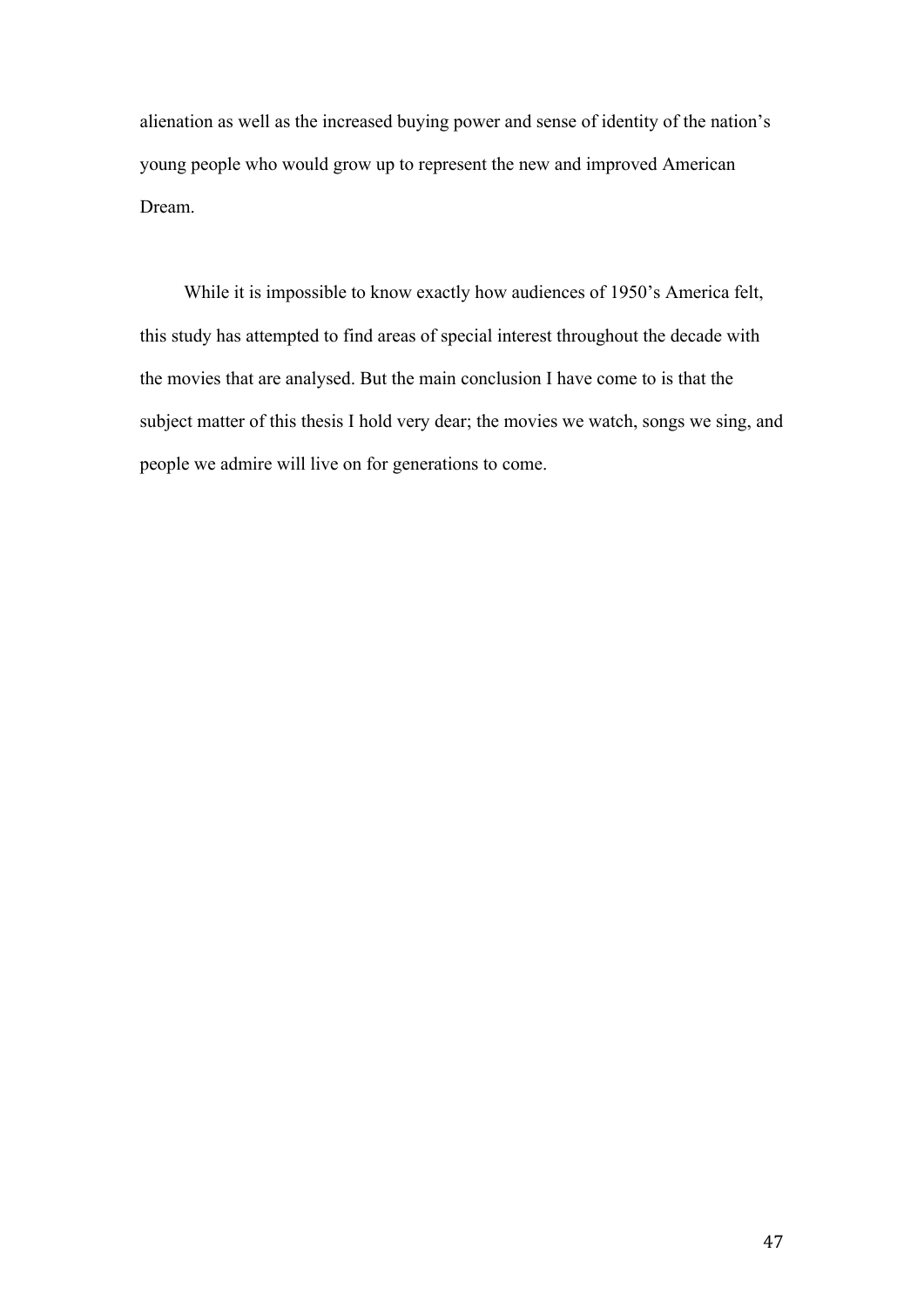alienation as well as the increased buying power and sense of identity of the nation's young people who would grow up to represent the new and improved American Dream.

While it is impossible to know exactly how audiences of 1950's America felt, this study has attempted to find areas of special interest throughout the decade with the movies that are analysed. But the main conclusion I have come to is that the subject matter of this thesis I hold very dear; the movies we watch, songs we sing, and people we admire will live on for generations to come.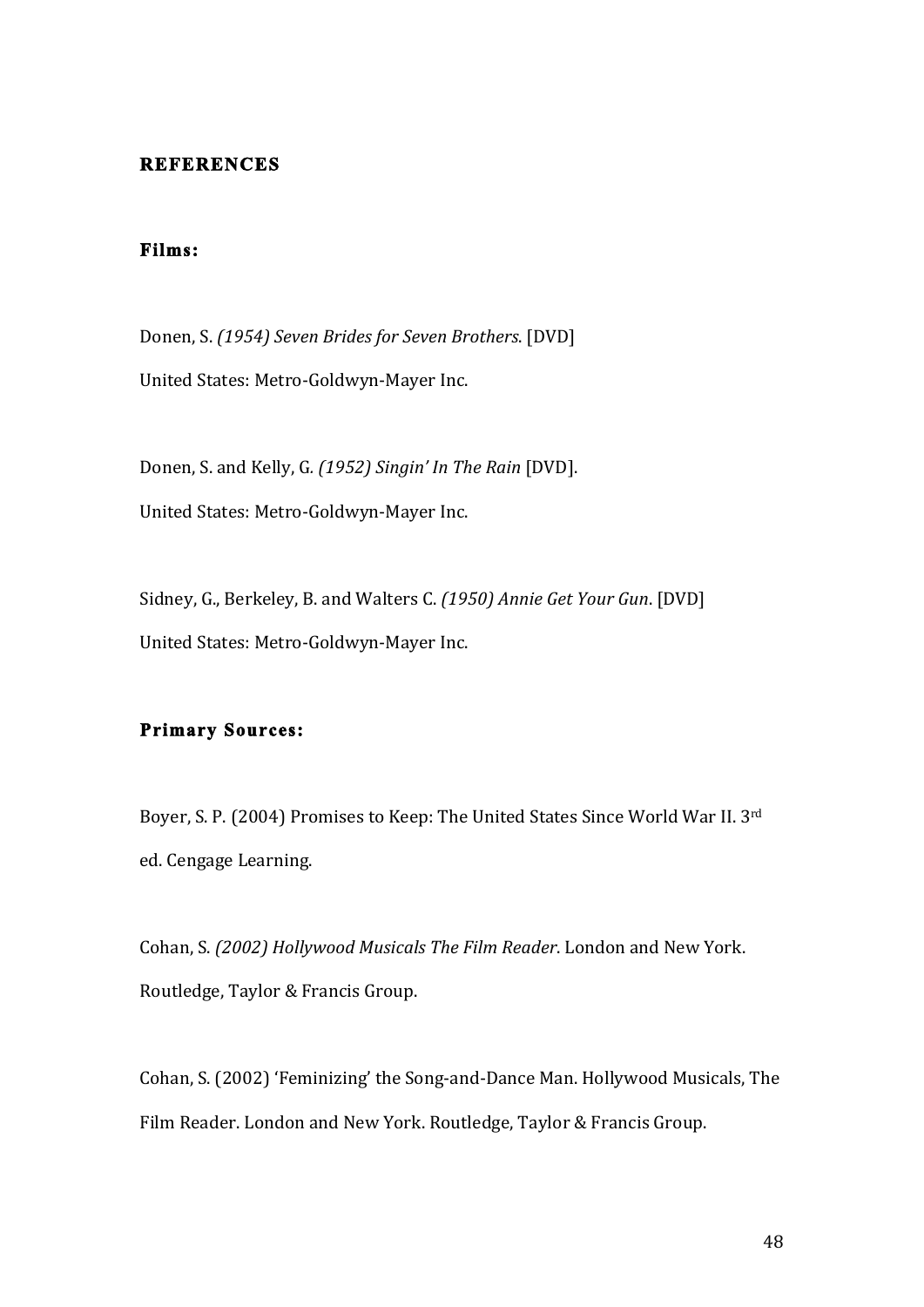# REFERENCES

## Films:

Donen, S. *(1954) Seven Brides for Seven Brothers*. [DVD] United States: Metro-Goldwyn-Mayer Inc.

Donen, S. and Kelly, G. *(1952) Singin' In The Rain* [DVD]. United States: Metro-Goldwyn-Mayer Inc.

Sidney, G., Berkeley, B. and Walters C. *(1950) Annie Get Your Gun*. [DVD] United States: Metro-Goldwyn-Mayer Inc.

## Primary Sources:

Boyer, S. P. (2004) Promises to Keep: The United States Since World War II. 3rd ed. Cengage Learning.

Cohan, S. *(2002) Hollywood Musicals The Film Reader*. London and New York. Routledge, Taylor & Francis Group.

Cohan, S. (2002) 'Feminizing' the Song-and-Dance Man. Hollywood Musicals, The Film Reader. London and New York. Routledge, Taylor & Francis Group.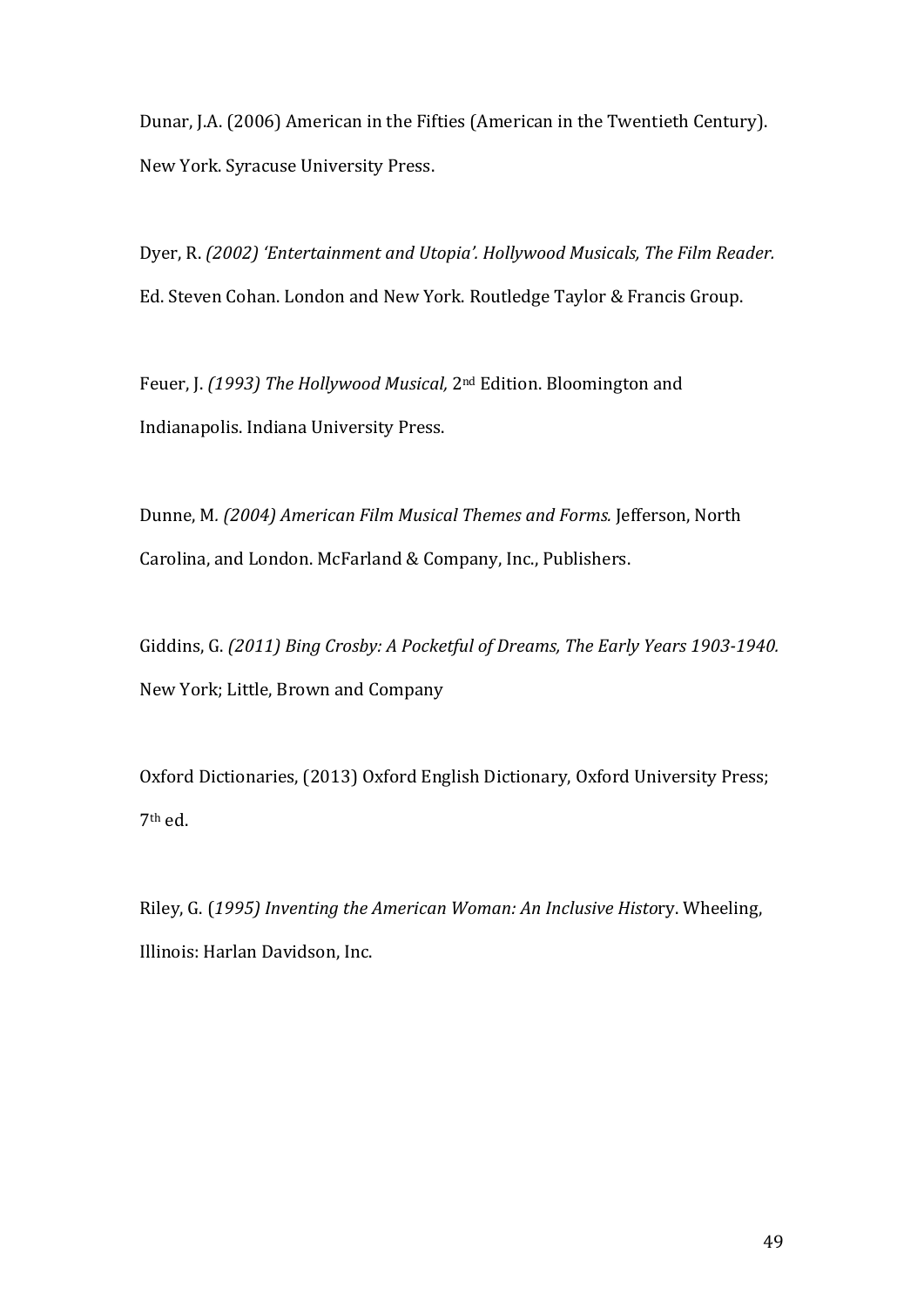Dunar, J.A. (2006) American in the Fifties (American in the Twentieth Century). New York. Syracuse University Press.

Dyer, R. *(2002) 'Entertainment and Utopia'. Hollywood Musicals, The Film Reader.* Ed. Steven Cohan. London and New York. Routledge Taylor & Francis Group.

Feuer, J. *(1993) The Hollywood Musical,* 2nd Edition. Bloomington and Indianapolis. Indiana University Press.

Dunne, M. *(2004) American Film Musical Themes and Forms.* Jefferson, North Carolina, and London. McFarland & Company, Inc., Publishers.

Giddins, G. *(2011) Bing Crosby: A Pocketful of Dreams, The Early Years 1903-1940.* New York; Little, Brown and Company

Oxford Dictionaries, (2013) Oxford English Dictionary, Oxford University Press; 7th ed.

Riley, G. (*1995) Inventing the American Woman: An Inclusive Histo*ry. Wheeling, Illinois: Harlan Davidson, Inc.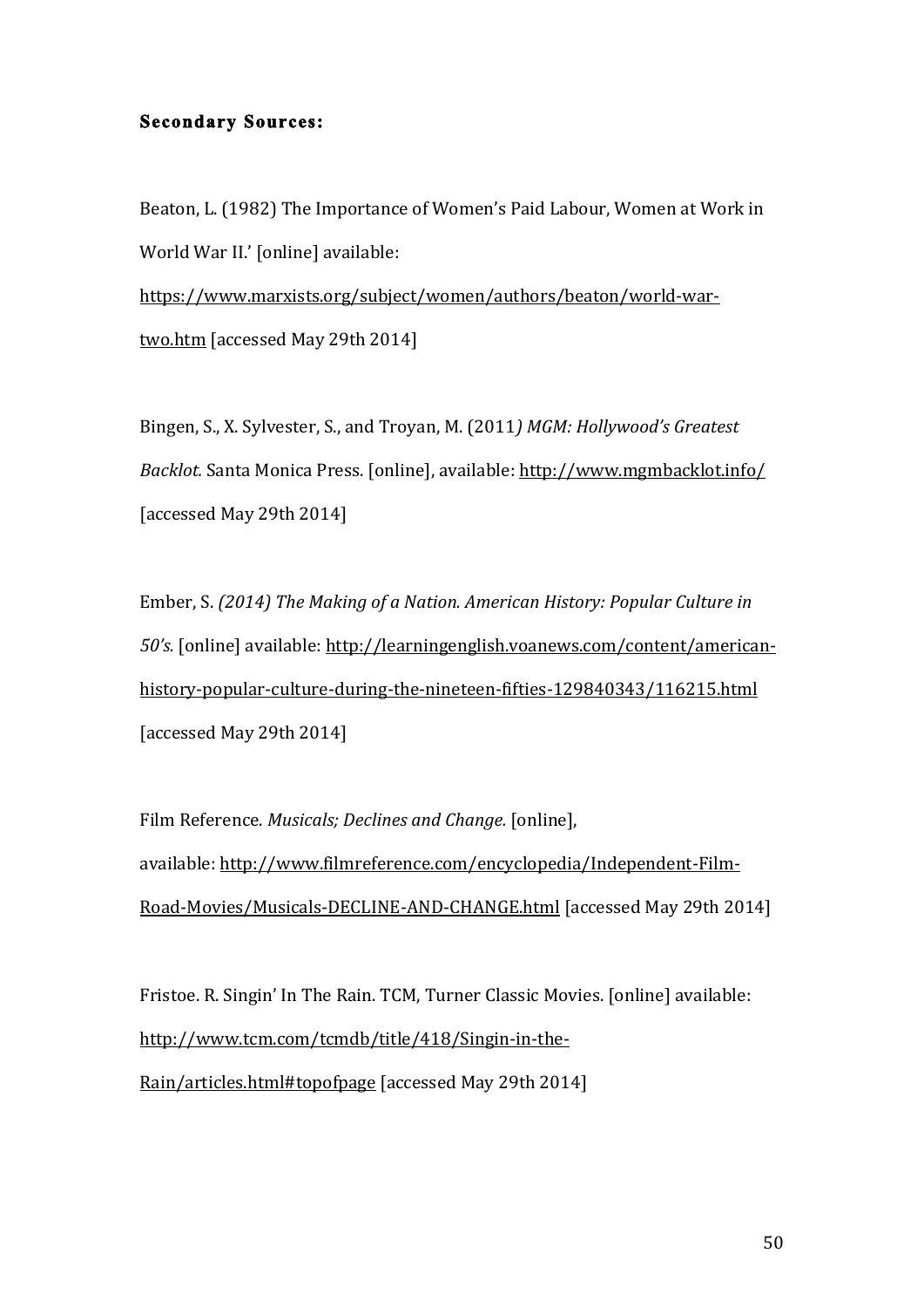**Secondary Sources:**

Beaton, L. (1982) The Importance of Women's Paid Labour, Women at Work in World War II.' [online] available: https://www.marxists.org/subject/women/authors/beaton/world-war-two.htm [accessed May 29th 2014]

Bingen, S., X. Sylvester, S., and Troyan, M. (2011*) MGM: Hollywood's Greatest Backlot.* Santa Monica Press. [online], available: http://www.mgmbacklot.info/ [accessed May 29th 2014]

Ember, S. *(2014) The Making of a Nation. American History: Popular Culture in 50's.* [online] available: http://learningenglish.voanews.com/content/american-history-popular-culture-during-the-nineteen-fifties-129840343/116215.html [accessed May 29th 2014]

Film Reference. *Musicals; Declines and Change.* [online], available: http://www.filmreference.com/encyclopedia/Independent-Film-Road-Movies/Musicals-DECLINE-AND-CHANGE.html [accessed May 29th 2014]

Fristoe. R. Singin' In The Rain. TCM, Turner Classic Movies. [online] available: http://www.tcm.com/tcmdb/title/418/Singin-in-the-Rain/articles.html#topofpage [accessed May 29th 2014]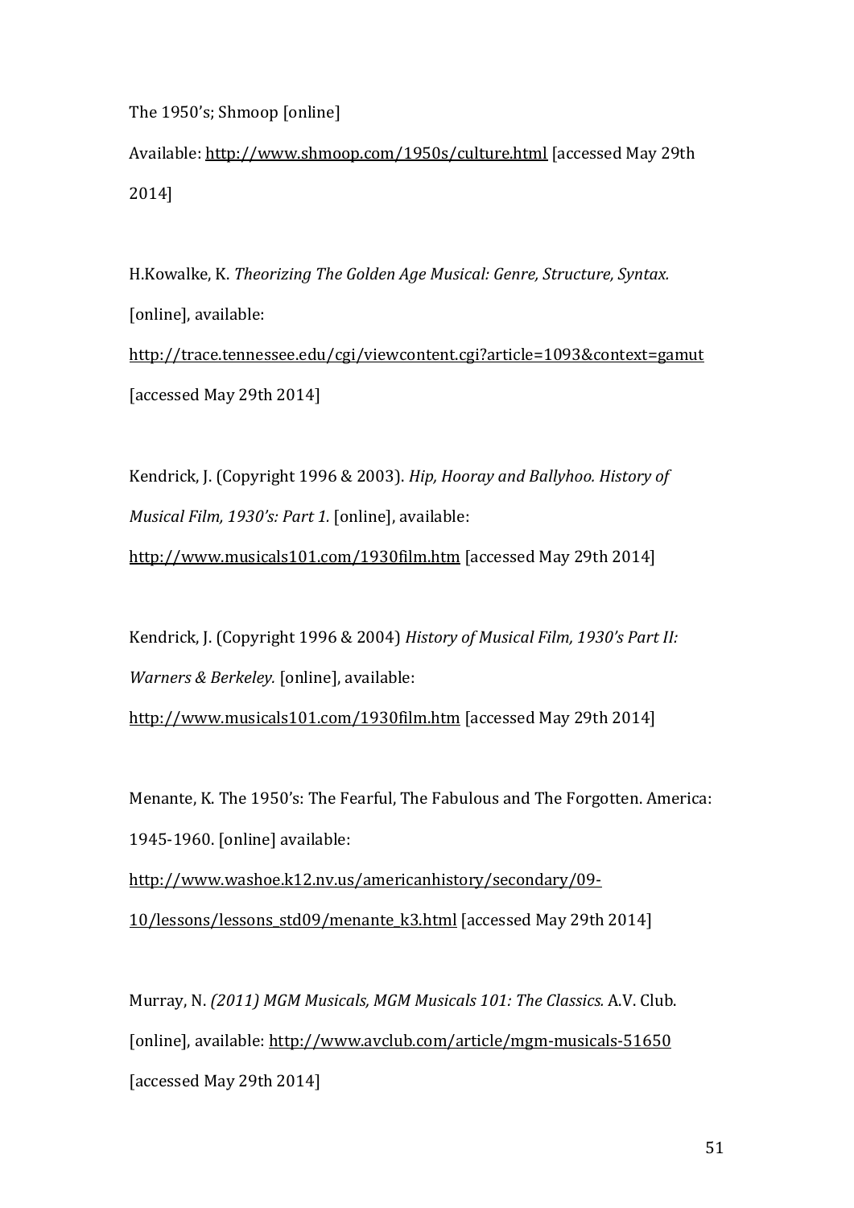The 1950's; Shmoop [online]

Available: http://www.shmoop.com/1950s/culture.html [accessed May 29th 2014]

H.Kowalke, K. *Theorizing The Golden Age Musical: Genre, Structure, Syntax.* [online], available: http://trace.tennessee.edu/cgi/viewcontent.cgi?article=1093&context=gamut [accessed May 29th 2014]

Kendrick, J. (Copyright 1996 & 2003). *Hip, Hooray and Ballyhoo. History of Musical Film, 1930's: Part 1.* [online], available: http://www.musicals101.com/1930film.htm [accessed May 29th 2014]

Kendrick, J. (Copyright 1996 & 2004) *History of Musical Film, 1930's Part II: Warners & Berkeley.* [online], available: http://www.musicals101.com/1930film.htm [accessed May 29th 2014]

Menante, K. The 1950's: The Fearful, The Fabulous and The Forgotten. America: 1945-1960. [online] available: http://www.washoe.k12.nv.us/americanhistory/secondary/09-10/lessons/lessons_std09/menante_k3.html [accessed May 29th 2014]

Murray, N. *(2011) MGM Musicals, MGM Musicals 101: The Classics.* A.V. Club. [online], available: http://www.avclub.com/article/mgm-musicals-51650 [accessed May 29th 2014]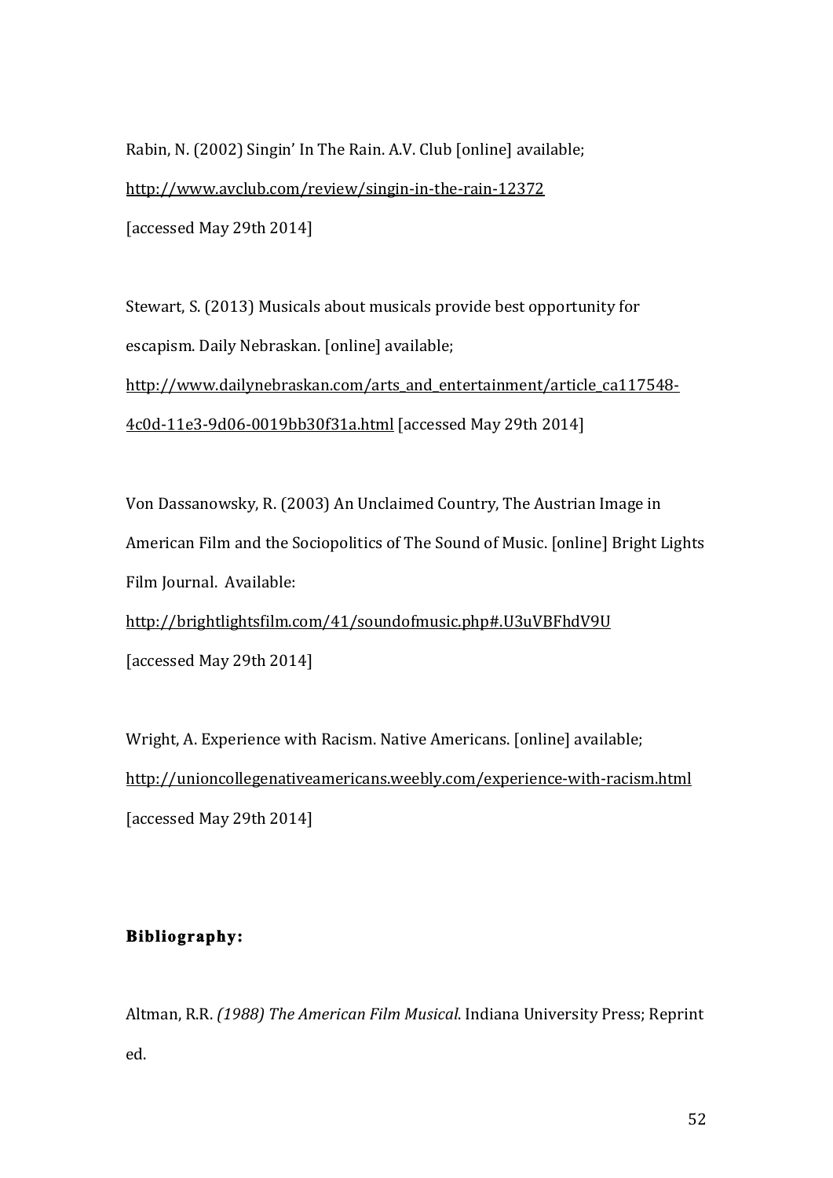Rabin, N. (2002) Singin' In The Rain. A.V. Club [online] available; http://www.avclub.com/review/singin-in-the-rain-12372 [accessed May 29th 2014]

Stewart, S. (2013) Musicals about musicals provide best opportunity for escapism. Daily Nebraskan. [online] available; http://www.dailynebraskan.com/arts_and_entertainment/article_ca117548-4c0d-11e3-9d06-0019bb30f31a.html [accessed May 29th 2014]

Von Dassanowsky, R. (2003) An Unclaimed Country, The Austrian Image in American Film and the Sociopolitics of The Sound of Music. [online] Bright Lights Film Journal. Available: http://brightlightsfilm.com/41/soundofmusic.php#.U3uVBFhdV9U [accessed May 29th 2014]

Wright, A. Experience with Racism. Native Americans. [online] available; http://unioncollegenativeamericans.weebly.com/experience-with-racism.html [accessed May 29th 2014]

## Bibliography:

Altman, R.R. *(1988) The American Film Musical*. Indiana University Press; Reprint ed.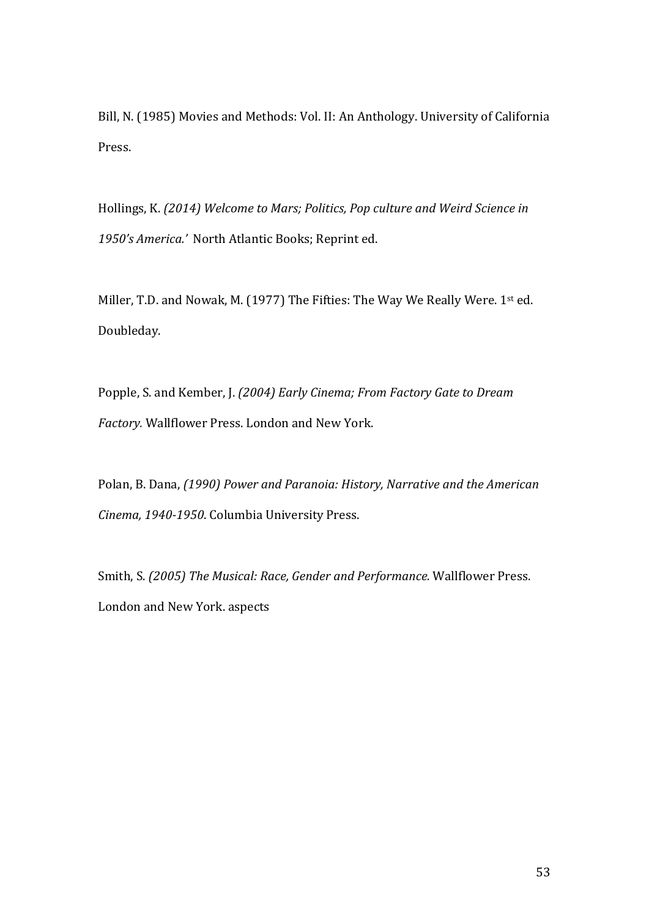Bill, N. (1985) Movies and Methods: Vol. II: An Anthology. University of California Press.

Hollings, K. *(2014) Welcome to Mars; Politics, Pop culture and Weird Science in 1950's America.'* North Atlantic Books; Reprint ed.

Miller, T.D. and Nowak, M. (1977) The Fifties: The Way We Really Were. 1st ed. Doubleday.

Popple, S. and Kember, J. *(2004) Early Cinema; From Factory Gate to Dream Factory.* Wallflower Press. London and New York.

Polan, B. Dana, *(1990) Power and Paranoia: History, Narrative and the American Cinema, 1940-1950*. Columbia University Press.

Smith, S. *(2005) The Musical: Race, Gender and Performance.* Wallflower Press. London and New York. aspects